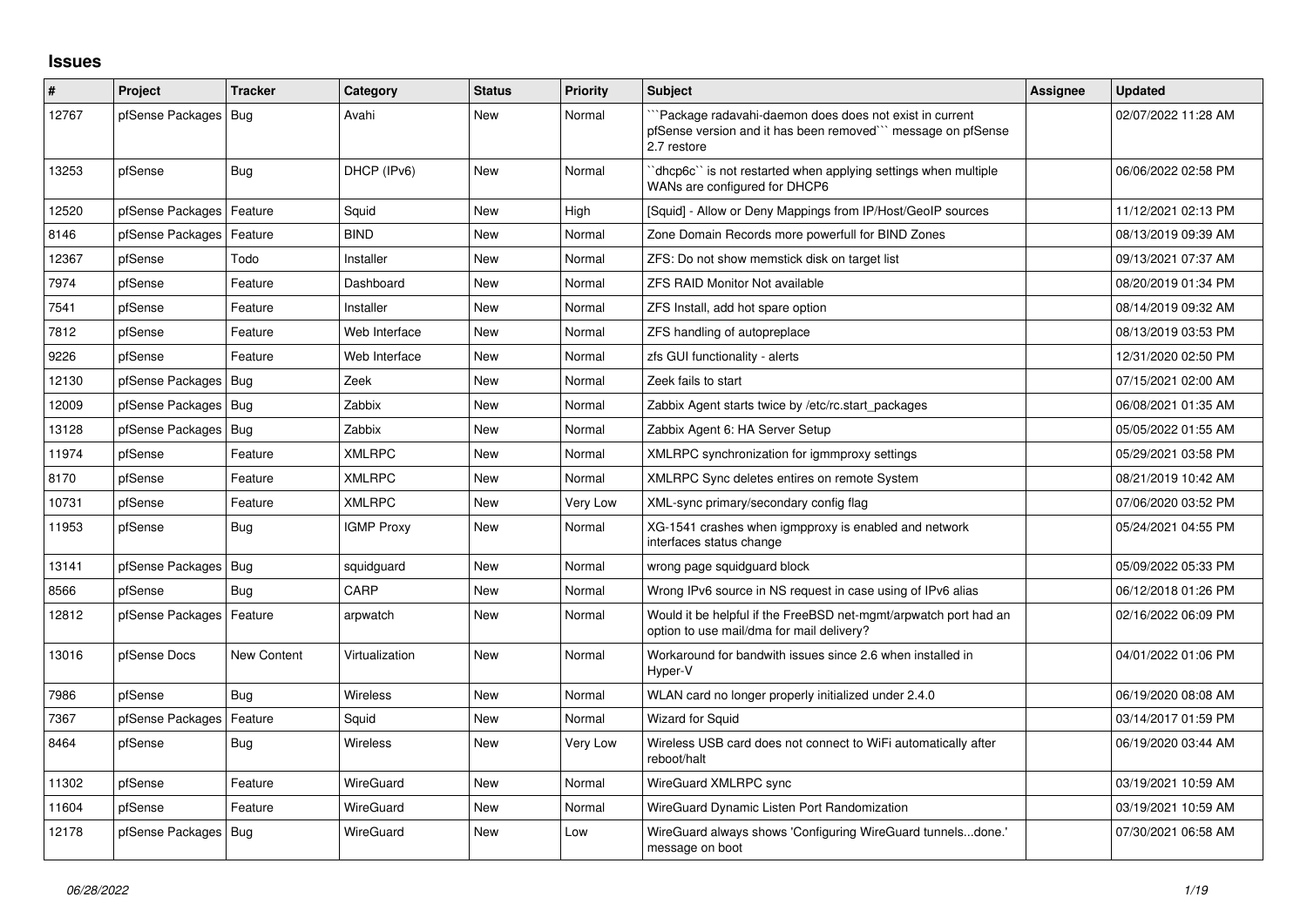# Issues

| # | Project | Tracker | Category | Status | Priority | Subject | Assignee | Updated |
|---|---|---|---|---|---|---|---|---|
| 12767 | pfSense Packages | Bug | Avahi | New | Normal | ```Package radavahi-daemon does does not exist in current pfSense version and it has been removed``` message on pfSense 2.7 restore | | 02/07/2022 11:28 AM |
| 13253 | pfSense | Bug | DHCP (IPv6) | New | Normal | ``dhcp6c`` is not restarted when applying settings when multiple WANs are configured for DHCP6 | | 06/06/2022 02:58 PM |
| 12520 | pfSense Packages | Feature | Squid | New | High | [Squid] - Allow or Deny Mappings from IP/Host/GeoIP sources | | 11/12/2021 02:13 PM |
| 8146 | pfSense Packages | Feature | BIND | New | Normal | Zone Domain Records more powerfull for BIND Zones | | 08/13/2019 09:39 AM |
| 12367 | pfSense | Todo | Installer | New | Normal | ZFS: Do not show memstick disk on target list | | 09/13/2021 07:37 AM |
| 7974 | pfSense | Feature | Dashboard | New | Normal | ZFS RAID Monitor Not available | | 08/20/2019 01:34 PM |
| 7541 | pfSense | Feature | Installer | New | Normal | ZFS Install, add hot spare option | | 08/14/2019 09:32 AM |
| 7812 | pfSense | Feature | Web Interface | New | Normal | ZFS handling of autopreplace | | 08/13/2019 03:53 PM |
| 9226 | pfSense | Feature | Web Interface | New | Normal | zfs GUI functionality - alerts | | 12/31/2020 02:50 PM |
| 12130 | pfSense Packages | Bug | Zeek | New | Normal | Zeek fails to start | | 07/15/2021 02:00 AM |
| 12009 | pfSense Packages | Bug | Zabbix | New | Normal | Zabbix Agent starts twice by /etc/rc.start_packages | | 06/08/2021 01:35 AM |
| 13128 | pfSense Packages | Bug | Zabbix | New | Normal | Zabbix Agent 6: HA Server Setup | | 05/05/2022 01:55 AM |
| 11974 | pfSense | Feature | XMLRPC | New | Normal | XMLRPC synchronization for igmmproxy settings | | 05/29/2021 03:58 PM |
| 8170 | pfSense | Feature | XMLRPC | New | Normal | XMLRPC Sync deletes entires on remote System | | 08/21/2019 10:42 AM |
| 10731 | pfSense | Feature | XMLRPC | New | Very Low | XML-sync primary/secondary config flag | | 07/06/2020 03:52 PM |
| 11953 | pfSense | Bug | IGMP Proxy | New | Normal | XG-1541 crashes when igmpproxy is enabled and network interfaces status change | | 05/24/2021 04:55 PM |
| 13141 | pfSense Packages | Bug | squidguard | New | Normal | wrong page squidguard block | | 05/09/2022 05:33 PM |
| 8566 | pfSense | Bug | CARP | New | Normal | Wrong IPv6 source in NS request in case using of IPv6 alias | | 06/12/2018 01:26 PM |
| 12812 | pfSense Packages | Feature | arpwatch | New | Normal | Would it be helpful if the FreeBSD net-mgmt/arpwatch port had an option to use mail/dma for mail delivery? | | 02/16/2022 06:09 PM |
| 13016 | pfSense Docs | New Content | Virtualization | New | Normal | Workaround for bandwith issues since 2.6 when installed in Hyper-V | | 04/01/2022 01:06 PM |
| 7986 | pfSense | Bug | Wireless | New | Normal | WLAN card no longer properly initialized under 2.4.0 | | 06/19/2020 08:08 AM |
| 7367 | pfSense Packages | Feature | Squid | New | Normal | Wizard for Squid | | 03/14/2017 01:59 PM |
| 8464 | pfSense | Bug | Wireless | New | Very Low | Wireless USB card does not connect to WiFi automatically after reboot/halt | | 06/19/2020 03:44 AM |
| 11302 | pfSense | Feature | WireGuard | New | Normal | WireGuard XMLRPC sync | | 03/19/2021 10:59 AM |
| 11604 | pfSense | Feature | WireGuard | New | Normal | WireGuard Dynamic Listen Port Randomization | | 03/19/2021 10:59 AM |
| 12178 | pfSense Packages | Bug | WireGuard | New | Low | WireGuard always shows 'Configuring WireGuard tunnels...done.' message on boot | | 07/30/2021 06:58 AM |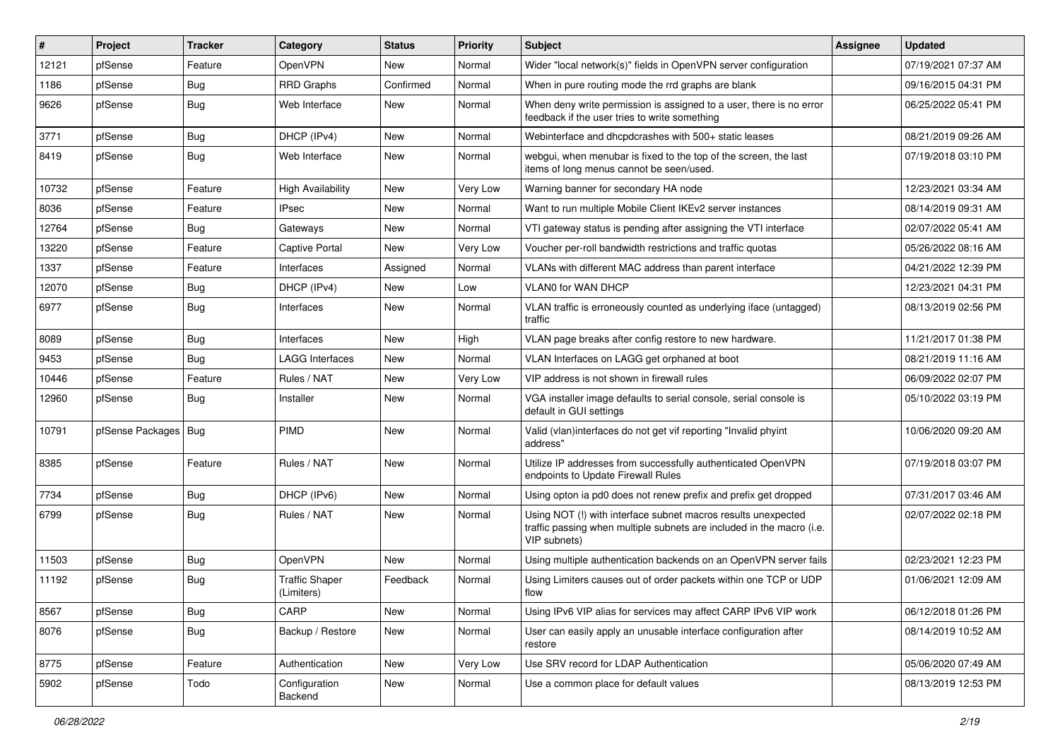| # | Project | Tracker | Category | Status | Priority | Subject | Assignee | Updated |
|---|---|---|---|---|---|---|---|---|
| 12121 | pfSense | Feature | OpenVPN | New | Normal | Wider "local network(s)" fields in OpenVPN server configuration | | 07/19/2021 07:37 AM |
| 1186 | pfSense | Bug | RRD Graphs | Confirmed | Normal | When in pure routing mode the rrd graphs are blank | | 09/16/2015 04:31 PM |
| 9626 | pfSense | Bug | Web Interface | New | Normal | When deny write permission is assigned to a user, there is no error feedback if the user tries to write something | | 06/25/2022 05:41 PM |
| 3771 | pfSense | Bug | DHCP (IPv4) | New | Normal | Webinterface and dhcpdcrashes with 500+ static leases | | 08/21/2019 09:26 AM |
| 8419 | pfSense | Bug | Web Interface | New | Normal | webgui, when menubar is fixed to the top of the screen, the last items of long menus cannot be seen/used. | | 07/19/2018 03:10 PM |
| 10732 | pfSense | Feature | High Availability | New | Very Low | Warning banner for secondary HA node | | 12/23/2021 03:34 AM |
| 8036 | pfSense | Feature | IPsec | New | Normal | Want to run multiple Mobile Client IKEv2 server instances | | 08/14/2019 09:31 AM |
| 12764 | pfSense | Bug | Gateways | New | Normal | VTI gateway status is pending after assigning the VTI interface | | 02/07/2022 05:41 AM |
| 13220 | pfSense | Feature | Captive Portal | New | Very Low | Voucher per-roll bandwidth restrictions and traffic quotas | | 05/26/2022 08:16 AM |
| 1337 | pfSense | Feature | Interfaces | Assigned | Normal | VLANs with different MAC address than parent interface | | 04/21/2022 12:39 PM |
| 12070 | pfSense | Bug | DHCP (IPv4) | New | Low | VLAN0 for WAN DHCP | | 12/23/2021 04:31 PM |
| 6977 | pfSense | Bug | Interfaces | New | Normal | VLAN traffic is erroneously counted as underlying iface (untagged) traffic | | 08/13/2019 02:56 PM |
| 8089 | pfSense | Bug | Interfaces | New | High | VLAN page breaks after config restore to new hardware. | | 11/21/2017 01:38 PM |
| 9453 | pfSense | Bug | LAGG Interfaces | New | Normal | VLAN Interfaces on LAGG get orphaned at boot | | 08/21/2019 11:16 AM |
| 10446 | pfSense | Feature | Rules / NAT | New | Very Low | VIP address is not shown in firewall rules | | 06/09/2022 02:07 PM |
| 12960 | pfSense | Bug | Installer | New | Normal | VGA installer image defaults to serial console, serial console is default in GUI settings | | 05/10/2022 03:19 PM |
| 10791 | pfSense Packages | Bug | PIMD | New | Normal | Valid (vlan)interfaces do not get vif reporting "Invalid phyint address" | | 10/06/2020 09:20 AM |
| 8385 | pfSense | Feature | Rules / NAT | New | Normal | Utilize IP addresses from successfully authenticated OpenVPN endpoints to Update Firewall Rules | | 07/19/2018 03:07 PM |
| 7734 | pfSense | Bug | DHCP (IPv6) | New | Normal | Using opton ia pd0 does not renew prefix and prefix get dropped | | 07/31/2017 03:46 AM |
| 6799 | pfSense | Bug | Rules / NAT | New | Normal | Using NOT (!) with interface subnet macros results unexpected traffic passing when multiple subnets are included in the macro (i.e. VIP subnets) | | 02/07/2022 02:18 PM |
| 11503 | pfSense | Bug | OpenVPN | New | Normal | Using multiple authentication backends on an OpenVPN server fails | | 02/23/2021 12:23 PM |
| 11192 | pfSense | Bug | Traffic Shaper (Limiters) | Feedback | Normal | Using Limiters causes out of order packets within one TCP or UDP flow | | 01/06/2021 12:09 AM |
| 8567 | pfSense | Bug | CARP | New | Normal | Using IPv6 VIP alias for services may affect CARP IPv6 VIP work | | 06/12/2018 01:26 PM |
| 8076 | pfSense | Bug | Backup / Restore | New | Normal | User can easily apply an unusable interface configuration after restore | | 08/14/2019 10:52 AM |
| 8775 | pfSense | Feature | Authentication | New | Very Low | Use SRV record for LDAP Authentication | | 05/06/2020 07:49 AM |
| 5902 | pfSense | Todo | Configuration Backend | New | Normal | Use a common place for default values | | 08/13/2019 12:53 PM |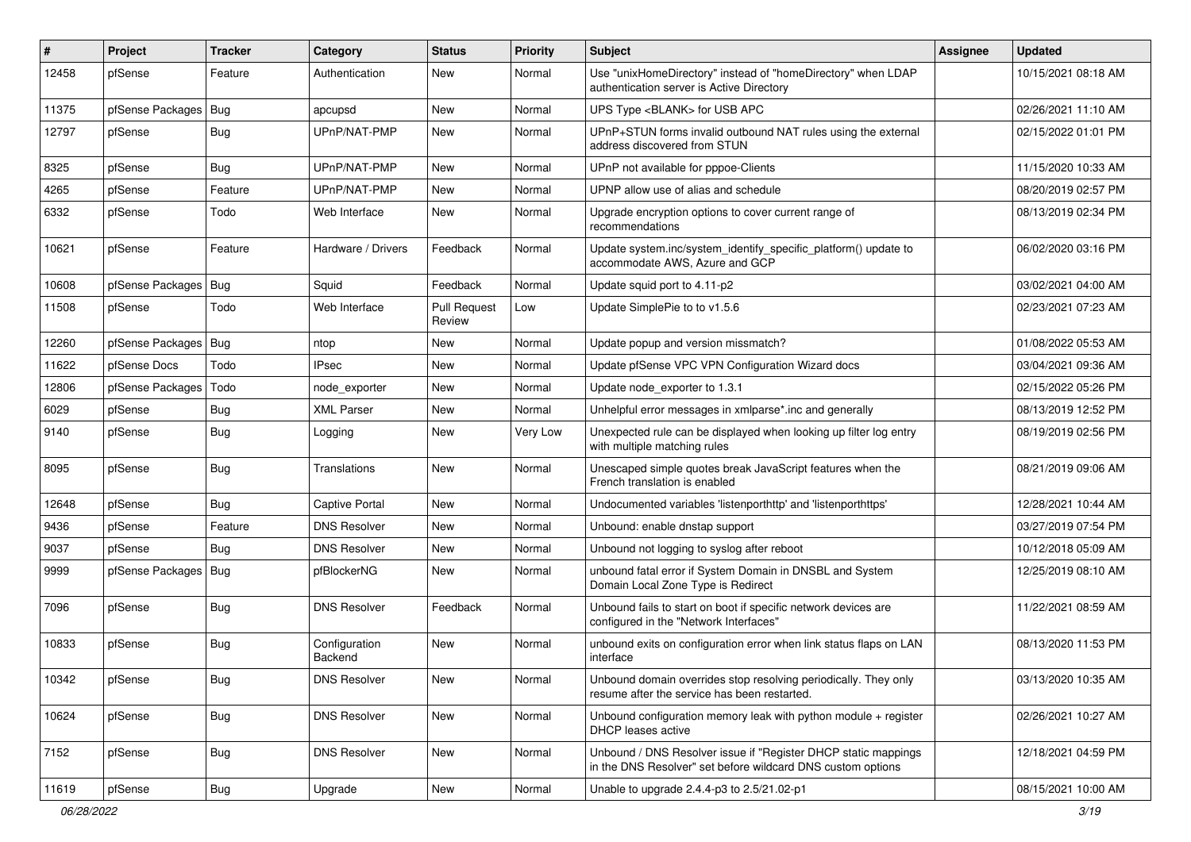| # | Project | Tracker | Category | Status | Priority | Subject | Assignee | Updated |
|---|---|---|---|---|---|---|---|---|
| 12458 | pfSense | Feature | Authentication | New | Normal | Use "unixHomeDirectory" instead of "homeDirectory" when LDAP authentication server is Active Directory | | 10/15/2021 08:18 AM |
| 11375 | pfSense Packages | Bug | apcupsd | New | Normal | UPS Type <BLANK> for USB APC | | 02/26/2021 11:10 AM |
| 12797 | pfSense | Bug | UPnP/NAT-PMP | New | Normal | UPnP+STUN forms invalid outbound NAT rules using the external address discovered from STUN | | 02/15/2022 01:01 PM |
| 8325 | pfSense | Bug | UPnP/NAT-PMP | New | Normal | UPnP not available for pppoe-Clients | | 11/15/2020 10:33 AM |
| 4265 | pfSense | Feature | UPnP/NAT-PMP | New | Normal | UPNP allow use of alias and schedule | | 08/20/2019 02:57 PM |
| 6332 | pfSense | Todo | Web Interface | New | Normal | Upgrade encryption options to cover current range of recommendations | | 08/13/2019 02:34 PM |
| 10621 | pfSense | Feature | Hardware / Drivers | Feedback | Normal | Update system.inc/system_identify_specific_platform() update to accommodate AWS, Azure and GCP | | 06/02/2020 03:16 PM |
| 10608 | pfSense Packages | Bug | Squid | Feedback | Normal | Update squid port to 4.11-p2 | | 03/02/2021 04:00 AM |
| 11508 | pfSense | Todo | Web Interface | Pull Request Review | Low | Update SimplePie to to v1.5.6 | | 02/23/2021 07:23 AM |
| 12260 | pfSense Packages | Bug | ntop | New | Normal | Update popup and version missmatch? | | 01/08/2022 05:53 AM |
| 11622 | pfSense Docs | Todo | IPsec | New | Normal | Update pfSense VPC VPN Configuration Wizard docs | | 03/04/2021 09:36 AM |
| 12806 | pfSense Packages | Todo | node_exporter | New | Normal | Update node_exporter to 1.3.1 | | 02/15/2022 05:26 PM |
| 6029 | pfSense | Bug | XML Parser | New | Normal | Unhelpful error messages in xmlparse*.inc and generally | | 08/13/2019 12:52 PM |
| 9140 | pfSense | Bug | Logging | New | Very Low | Unexpected rule can be displayed when looking up filter log entry with multiple matching rules | | 08/19/2019 02:56 PM |
| 8095 | pfSense | Bug | Translations | New | Normal | Unescaped simple quotes break JavaScript features when the French translation is enabled | | 08/21/2019 09:06 AM |
| 12648 | pfSense | Bug | Captive Portal | New | Normal | Undocumented variables 'listenporthttp' and 'listenporthttps' | | 12/28/2021 10:44 AM |
| 9436 | pfSense | Feature | DNS Resolver | New | Normal | Unbound: enable dnstap support | | 03/27/2019 07:54 PM |
| 9037 | pfSense | Bug | DNS Resolver | New | Normal | Unbound not logging to syslog after reboot | | 10/12/2018 05:09 AM |
| 9999 | pfSense Packages | Bug | pfBlockerNG | New | Normal | unbound fatal error if System Domain in DNSBL and System Domain Local Zone Type is Redirect | | 12/25/2019 08:10 AM |
| 7096 | pfSense | Bug | DNS Resolver | Feedback | Normal | Unbound fails to start on boot if specific network devices are configured in the "Network Interfaces" | | 11/22/2021 08:59 AM |
| 10833 | pfSense | Bug | Configuration Backend | New | Normal | unbound exits on configuration error when link status flaps on LAN interface | | 08/13/2020 11:53 PM |
| 10342 | pfSense | Bug | DNS Resolver | New | Normal | Unbound domain overrides stop resolving periodically. They only resume after the service has been restarted. | | 03/13/2020 10:35 AM |
| 10624 | pfSense | Bug | DNS Resolver | New | Normal | Unbound configuration memory leak with python module + register DHCP leases active | | 02/26/2021 10:27 AM |
| 7152 | pfSense | Bug | DNS Resolver | New | Normal | Unbound / DNS Resolver issue if "Register DHCP static mappings in the DNS Resolver" set before wildcard DNS custom options | | 12/18/2021 04:59 PM |
| 11619 | pfSense | Bug | Upgrade | New | Normal | Unable to upgrade 2.4.4-p3 to 2.5/21.02-p1 | | 08/15/2021 10:00 AM |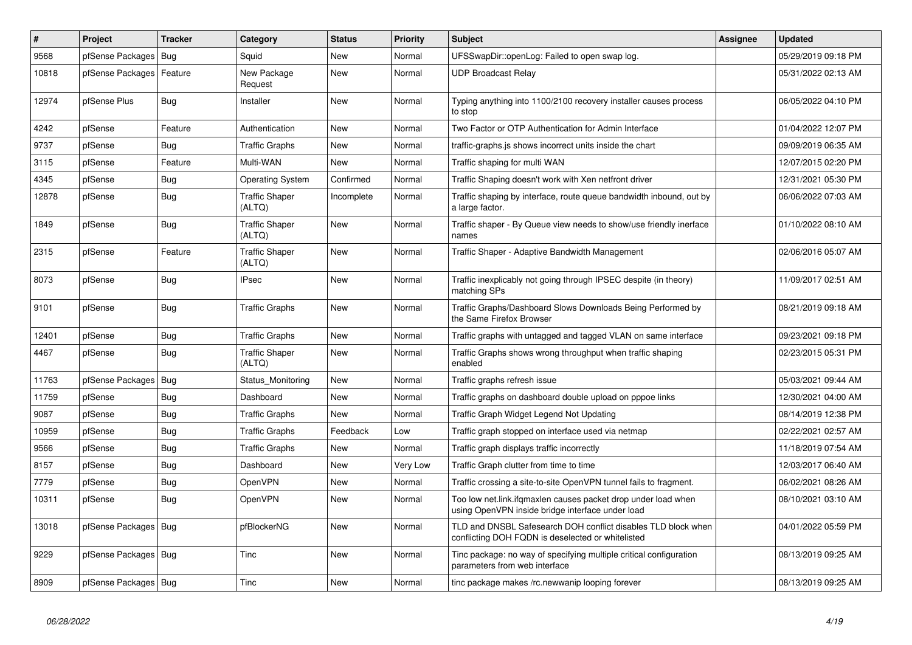| # | Project | Tracker | Category | Status | Priority | Subject | Assignee | Updated |
|---|---|---|---|---|---|---|---|---|
| 9568 | pfSense Packages | Bug | Squid | New | Normal | UFSSwapDir::openLog: Failed to open swap log. | | 05/29/2019 09:18 PM |
| 10818 | pfSense Packages | Feature | New Package Request | New | Normal | UDP Broadcast Relay | | 05/31/2022 02:13 AM |
| 12974 | pfSense Plus | Bug | Installer | New | Normal | Typing anything into 1100/2100 recovery installer causes process to stop | | 06/05/2022 04:10 PM |
| 4242 | pfSense | Feature | Authentication | New | Normal | Two Factor or OTP Authentication for Admin Interface | | 01/04/2022 12:07 PM |
| 9737 | pfSense | Bug | Traffic Graphs | New | Normal | traffic-graphs.js shows incorrect units inside the chart | | 09/09/2019 06:35 AM |
| 3115 | pfSense | Feature | Multi-WAN | New | Normal | Traffic shaping for multi WAN | | 12/07/2015 02:20 PM |
| 4345 | pfSense | Bug | Operating System | Confirmed | Normal | Traffic Shaping doesn't work with Xen netfront driver | | 12/31/2021 05:30 PM |
| 12878 | pfSense | Bug | Traffic Shaper (ALTQ) | Incomplete | Normal | Traffic shaping by interface, route queue bandwidth inbound, out by a large factor. | | 06/06/2022 07:03 AM |
| 1849 | pfSense | Bug | Traffic Shaper (ALTQ) | New | Normal | Traffic shaper - By Queue view needs to show/use friendly inerface names | | 01/10/2022 08:10 AM |
| 2315 | pfSense | Feature | Traffic Shaper (ALTQ) | New | Normal | Traffic Shaper - Adaptive Bandwidth Management | | 02/06/2016 05:07 AM |
| 8073 | pfSense | Bug | IPsec | New | Normal | Traffic inexplicably not going through IPSEC despite (in theory) matching SPs | | 11/09/2017 02:51 AM |
| 9101 | pfSense | Bug | Traffic Graphs | New | Normal | Traffic Graphs/Dashboard Slows Downloads Being Performed by the Same Firefox Browser | | 08/21/2019 09:18 AM |
| 12401 | pfSense | Bug | Traffic Graphs | New | Normal | Traffic graphs with untagged and tagged VLAN on same interface | | 09/23/2021 09:18 PM |
| 4467 | pfSense | Bug | Traffic Shaper (ALTQ) | New | Normal | Traffic Graphs shows wrong throughput when traffic shaping enabled | | 02/23/2015 05:31 PM |
| 11763 | pfSense Packages | Bug | Status_Monitoring | New | Normal | Traffic graphs refresh issue | | 05/03/2021 09:44 AM |
| 11759 | pfSense | Bug | Dashboard | New | Normal | Traffic graphs on dashboard double upload on pppoe links | | 12/30/2021 04:00 AM |
| 9087 | pfSense | Bug | Traffic Graphs | New | Normal | Traffic Graph Widget Legend Not Updating | | 08/14/2019 12:38 PM |
| 10959 | pfSense | Bug | Traffic Graphs | Feedback | Low | Traffic graph stopped on interface used via netmap | | 02/22/2021 02:57 AM |
| 9566 | pfSense | Bug | Traffic Graphs | New | Normal | Traffic graph displays traffic incorrectly | | 11/18/2019 07:54 AM |
| 8157 | pfSense | Bug | Dashboard | New | Very Low | Traffic Graph clutter from time to time | | 12/03/2017 06:40 AM |
| 7779 | pfSense | Bug | OpenVPN | New | Normal | Traffic crossing a site-to-site OpenVPN tunnel fails to fragment. | | 06/02/2021 08:26 AM |
| 10311 | pfSense | Bug | OpenVPN | New | Normal | Too low net.link.ifqmaxlen causes packet drop under load when using OpenVPN inside bridge interface under load | | 08/10/2021 03:10 AM |
| 13018 | pfSense Packages | Bug | pfBlockerNG | New | Normal | TLD and DNSBL Safesearch DOH conflict disables TLD block when conflicting DOH FQDN is deselected or whitelisted | | 04/01/2022 05:59 PM |
| 9229 | pfSense Packages | Bug | Tinc | New | Normal | Tinc package: no way of specifying multiple critical configuration parameters from web interface | | 08/13/2019 09:25 AM |
| 8909 | pfSense Packages | Bug | Tinc | New | Normal | tinc package makes /rc.newwanip looping forever | | 08/13/2019 09:25 AM |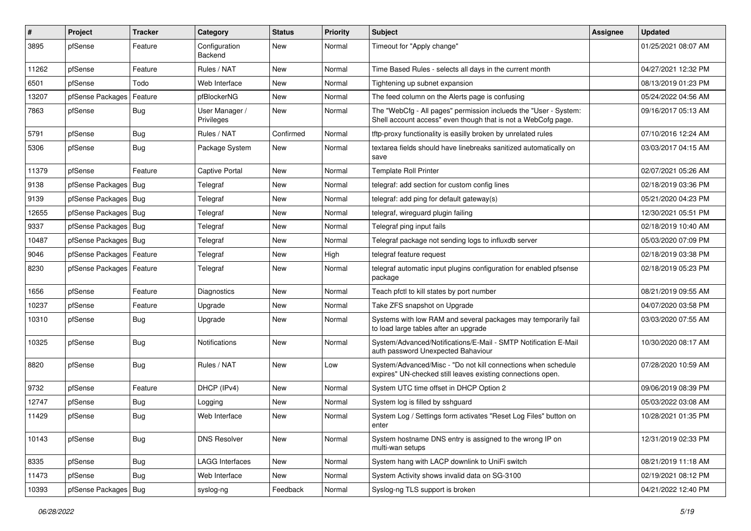| # | Project | Tracker | Category | Status | Priority | Subject | Assignee | Updated |
|---|---|---|---|---|---|---|---|---|
| 3895 | pfSense | Feature | Configuration Backend | New | Normal | Timeout for "Apply change" | | 01/25/2021 08:07 AM |
| 11262 | pfSense | Feature | Rules / NAT | New | Normal | Time Based Rules - selects all days in the current month | | 04/27/2021 12:32 PM |
| 6501 | pfSense | Todo | Web Interface | New | Normal | Tightening up subnet expansion | | 08/13/2019 01:23 PM |
| 13207 | pfSense Packages | Feature | pfBlockerNG | New | Normal | The feed column on the Alerts page is confusing | | 05/24/2022 04:56 AM |
| 7863 | pfSense | Bug | User Manager / Privileges | New | Normal | The "WebCfg - All pages" permission inclueds the "User - System: Shell account access" even though that is not a WebCofg page. | | 09/16/2017 05:13 AM |
| 5791 | pfSense | Bug | Rules / NAT | Confirmed | Normal | tftp-proxy functionality is easilly broken by unrelated rules | | 07/10/2016 12:24 AM |
| 5306 | pfSense | Bug | Package System | New | Normal | textarea fields should have linebreaks sanitized automatically on save | | 03/03/2017 04:15 AM |
| 11379 | pfSense | Feature | Captive Portal | New | Normal | Template Roll Printer | | 02/07/2021 05:26 AM |
| 9138 | pfSense Packages | Bug | Telegraf | New | Normal | telegraf: add section for custom config lines | | 02/18/2019 03:36 PM |
| 9139 | pfSense Packages | Bug | Telegraf | New | Normal | telegraf: add ping for default gateway(s) | | 05/21/2020 04:23 PM |
| 12655 | pfSense Packages | Bug | Telegraf | New | Normal | telegraf, wireguard plugin failing | | 12/30/2021 05:51 PM |
| 9337 | pfSense Packages | Bug | Telegraf | New | Normal | Telegraf ping input fails | | 02/18/2019 10:40 AM |
| 10487 | pfSense Packages | Bug | Telegraf | New | Normal | Telegraf package not sending logs to influxdb server | | 05/03/2020 07:09 PM |
| 9046 | pfSense Packages | Feature | Telegraf | New | High | telegraf feature request | | 02/18/2019 03:38 PM |
| 8230 | pfSense Packages | Feature | Telegraf | New | Normal | telegraf automatic input plugins configuration for enabled pfsense package | | 02/18/2019 05:23 PM |
| 1656 | pfSense | Feature | Diagnostics | New | Normal | Teach pfctl to kill states by port number | | 08/21/2019 09:55 AM |
| 10237 | pfSense | Feature | Upgrade | New | Normal | Take ZFS snapshot on Upgrade | | 04/07/2020 03:58 PM |
| 10310 | pfSense | Bug | Upgrade | New | Normal | Systems with low RAM and several packages may temporarily fail to load large tables after an upgrade | | 03/03/2020 07:55 AM |
| 10325 | pfSense | Bug | Notifications | New | Normal | System/Advanced/Notifications/E-Mail - SMTP Notification E-Mail auth password Unexpected Bahaviour | | 10/30/2020 08:17 AM |
| 8820 | pfSense | Bug | Rules / NAT | New | Low | System/Advanced/Misc - "Do not kill connections when schedule expires" UN-checked still leaves existing connections open. | | 07/28/2020 10:59 AM |
| 9732 | pfSense | Feature | DHCP (IPv4) | New | Normal | System UTC time offset in DHCP Option 2 | | 09/06/2019 08:39 PM |
| 12747 | pfSense | Bug | Logging | New | Normal | System log is filled by sshguard | | 05/03/2022 03:08 AM |
| 11429 | pfSense | Bug | Web Interface | New | Normal | System Log / Settings form activates "Reset Log Files" button on enter | | 10/28/2021 01:35 PM |
| 10143 | pfSense | Bug | DNS Resolver | New | Normal | System hostname DNS entry is assigned to the wrong IP on multi-wan setups | | 12/31/2019 02:33 PM |
| 8335 | pfSense | Bug | LAGG Interfaces | New | Normal | System hang with LACP downlink to UniFi switch | | 08/21/2019 11:18 AM |
| 11473 | pfSense | Bug | Web Interface | New | Normal | System Activity shows invalid data on SG-3100 | | 02/19/2021 08:12 PM |
| 10393 | pfSense Packages | Bug | syslog-ng | Feedback | Normal | Syslog-ng TLS support is broken | | 04/21/2022 12:40 PM |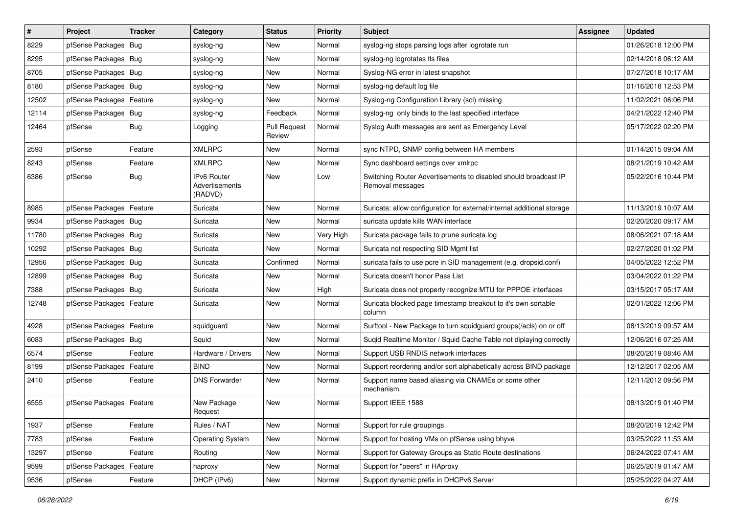| # | Project | Tracker | Category | Status | Priority | Subject | Assignee | Updated |
|---|---|---|---|---|---|---|---|---|
| 8229 | pfSense Packages | Bug | syslog-ng | New | Normal | syslog-ng stops parsing logs after logrotate run | | 01/26/2018 12:00 PM |
| 8295 | pfSense Packages | Bug | syslog-ng | New | Normal | syslog-ng logrotates tls files | | 02/14/2018 06:12 AM |
| 8705 | pfSense Packages | Bug | syslog-ng | New | Normal | Syslog-NG error in latest snapshot | | 07/27/2018 10:17 AM |
| 8180 | pfSense Packages | Bug | syslog-ng | New | Normal | syslog-ng default log file | | 01/16/2018 12:53 PM |
| 12502 | pfSense Packages | Feature | syslog-ng | New | Normal | Syslog-ng Configuration Library (scl) missing | | 11/02/2021 06:06 PM |
| 12114 | pfSense Packages | Bug | syslog-ng | Feedback | Normal | syslog-ng only binds to the last specified interface | | 04/21/2022 12:40 PM |
| 12464 | pfSense | Bug | Logging | Pull Request Review | Normal | Syslog Auth messages are sent as Emergency Level | | 05/17/2022 02:20 PM |
| 2593 | pfSense | Feature | XMLRPC | New | Normal | sync NTPD, SNMP config between HA members | | 01/14/2015 09:04 AM |
| 8243 | pfSense | Feature | XMLRPC | New | Normal | Sync dashboard settings over xmlrpc | | 08/21/2019 10:42 AM |
| 6386 | pfSense | Bug | IPv6 Router Advertisements (RADVD) | New | Low | Switching Router Advertisements to disabled should broadcast IP Removal messages | | 05/22/2016 10:44 PM |
| 8985 | pfSense Packages | Feature | Suricata | New | Normal | Suricata: allow configuration for external/internal additional storage | | 11/13/2019 10:07 AM |
| 9934 | pfSense Packages | Bug | Suricata | New | Normal | suricata update kills WAN interface | | 02/20/2020 09:17 AM |
| 11780 | pfSense Packages | Bug | Suricata | New | Very High | Suricata package fails to prune suricata.log | | 08/06/2021 07:18 AM |
| 10292 | pfSense Packages | Bug | Suricata | New | Normal | Suricata not respecting SID Mgmt list | | 02/27/2020 01:02 PM |
| 12956 | pfSense Packages | Bug | Suricata | Confirmed | Normal | suricata fails to use pcre in SID management (e.g. dropsid.conf) | | 04/05/2022 12:52 PM |
| 12899 | pfSense Packages | Bug | Suricata | New | Normal | Suricata doesn't honor Pass List | | 03/04/2022 01:22 PM |
| 7388 | pfSense Packages | Bug | Suricata | New | High | Suricata does not property recognize MTU for PPPOE interfaces | | 03/15/2017 05:17 AM |
| 12748 | pfSense Packages | Feature | Suricata | New | Normal | Suricata blocked page timestamp breakout to it's own sortable column | | 02/01/2022 12:06 PM |
| 4928 | pfSense Packages | Feature | squidguard | New | Normal | Surftool - New Package to turn squidguard groups(/acls) on or off | | 08/13/2019 09:57 AM |
| 6083 | pfSense Packages | Bug | Squid | New | Normal | Suqid Realtime Monitor / Squid Cache Table not diplaying correctly | | 12/06/2016 07:25 AM |
| 6574 | pfSense | Feature | Hardware / Drivers | New | Normal | Support USB RNDIS network interfaces | | 08/20/2019 08:46 AM |
| 8199 | pfSense Packages | Feature | BIND | New | Normal | Support reordering and/or sort alphabetically across BIND package | | 12/12/2017 02:05 AM |
| 2410 | pfSense | Feature | DNS Forwarder | New | Normal | Support name based aliasing via CNAMEs or some other mechanism. | | 12/11/2012 09:56 PM |
| 6555 | pfSense Packages | Feature | New Package Request | New | Normal | Support IEEE 1588 | | 08/13/2019 01:40 PM |
| 1937 | pfSense | Feature | Rules / NAT | New | Normal | Support for rule groupings | | 08/20/2019 12:42 PM |
| 7783 | pfSense | Feature | Operating System | New | Normal | Support for hosting VMs on pfSense using bhyve | | 03/25/2022 11:53 AM |
| 13297 | pfSense | Feature | Routing | New | Normal | Support for Gateway Groups as Static Route destinations | | 06/24/2022 07:41 AM |
| 9599 | pfSense Packages | Feature | haproxy | New | Normal | Support for "peers" in HAproxy | | 06/25/2019 01:47 AM |
| 9536 | pfSense | Feature | DHCP (IPv6) | New | Normal | Support dynamic prefix in DHCPv6 Server | | 05/25/2022 04:27 AM |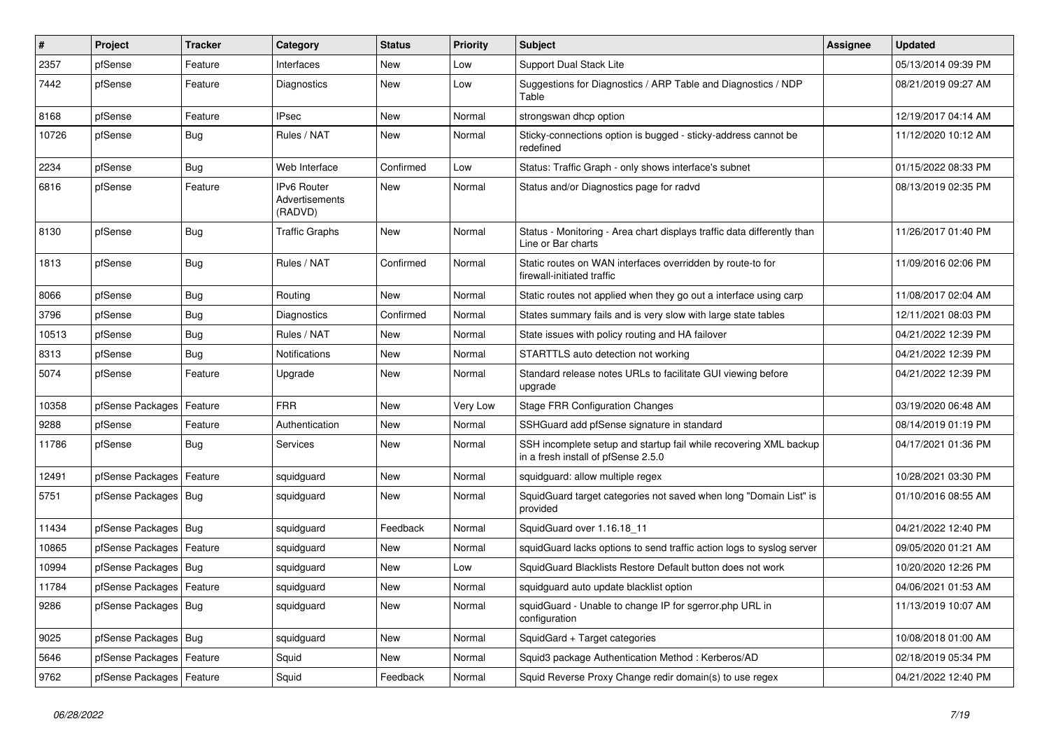| # | Project | Tracker | Category | Status | Priority | Subject | Assignee | Updated |
|---|---|---|---|---|---|---|---|---|
| 2357 | pfSense | Feature | Interfaces | New | Low | Support Dual Stack Lite | | 05/13/2014 09:39 PM |
| 7442 | pfSense | Feature | Diagnostics | New | Low | Suggestions for Diagnostics / ARP Table and Diagnostics / NDP Table | | 08/21/2019 09:27 AM |
| 8168 | pfSense | Feature | IPsec | New | Normal | strongswan dhcp option | | 12/19/2017 04:14 AM |
| 10726 | pfSense | Bug | Rules / NAT | New | Normal | Sticky-connections option is bugged - sticky-address cannot be redefined | | 11/12/2020 10:12 AM |
| 2234 | pfSense | Bug | Web Interface | Confirmed | Low | Status: Traffic Graph - only shows interface's subnet | | 01/15/2022 08:33 PM |
| 6816 | pfSense | Feature | IPv6 Router Advertisements (RADVD) | New | Normal | Status and/or Diagnostics page for radvd | | 08/13/2019 02:35 PM |
| 8130 | pfSense | Bug | Traffic Graphs | New | Normal | Status - Monitoring - Area chart displays traffic data differently than Line or Bar charts | | 11/26/2017 01:40 PM |
| 1813 | pfSense | Bug | Rules / NAT | Confirmed | Normal | Static routes on WAN interfaces overridden by route-to for firewall-initiated traffic | | 11/09/2016 02:06 PM |
| 8066 | pfSense | Bug | Routing | New | Normal | Static routes not applied when they go out a interface using carp | | 11/08/2017 02:04 AM |
| 3796 | pfSense | Bug | Diagnostics | Confirmed | Normal | States summary fails and is very slow with large state tables | | 12/11/2021 08:03 PM |
| 10513 | pfSense | Bug | Rules / NAT | New | Normal | State issues with policy routing and HA failover | | 04/21/2022 12:39 PM |
| 8313 | pfSense | Bug | Notifications | New | Normal | STARTTLS auto detection not working | | 04/21/2022 12:39 PM |
| 5074 | pfSense | Feature | Upgrade | New | Normal | Standard release notes URLs to facilitate GUI viewing before upgrade | | 04/21/2022 12:39 PM |
| 10358 | pfSense Packages | Feature | FRR | New | Very Low | Stage FRR Configuration Changes | | 03/19/2020 06:48 AM |
| 9288 | pfSense | Feature | Authentication | New | Normal | SSHGuard add pfSense signature in standard | | 08/14/2019 01:19 PM |
| 11786 | pfSense | Bug | Services | New | Normal | SSH incomplete setup and startup fail while recovering XML backup in a fresh install of pfSense 2.5.0 | | 04/17/2021 01:36 PM |
| 12491 | pfSense Packages | Feature | squidguard | New | Normal | squidguard: allow multiple regex | | 10/28/2021 03:30 PM |
| 5751 | pfSense Packages | Bug | squidguard | New | Normal | SquidGuard target categories not saved when long "Domain List" is provided | | 01/10/2016 08:55 AM |
| 11434 | pfSense Packages | Bug | squidguard | Feedback | Normal | SquidGuard over 1.16.18_11 | | 04/21/2022 12:40 PM |
| 10865 | pfSense Packages | Feature | squidguard | New | Normal | squidGuard lacks options to send traffic action logs to syslog server | | 09/05/2020 01:21 AM |
| 10994 | pfSense Packages | Bug | squidguard | New | Low | SquidGuard Blacklists Restore Default button does not work | | 10/20/2020 12:26 PM |
| 11784 | pfSense Packages | Feature | squidguard | New | Normal | squidguard auto update blacklist option | | 04/06/2021 01:53 AM |
| 9286 | pfSense Packages | Bug | squidguard | New | Normal | squidGuard - Unable to change IP for sgerror.php URL in configuration | | 11/13/2019 10:07 AM |
| 9025 | pfSense Packages | Bug | squidguard | New | Normal | SquidGard + Target categories | | 10/08/2018 01:00 AM |
| 5646 | pfSense Packages | Feature | Squid | New | Normal | Squid3 package Authentication Method : Kerberos/AD | | 02/18/2019 05:34 PM |
| 9762 | pfSense Packages | Feature | Squid | Feedback | Normal | Squid Reverse Proxy Change redir domain(s) to use regex | | 04/21/2022 12:40 PM |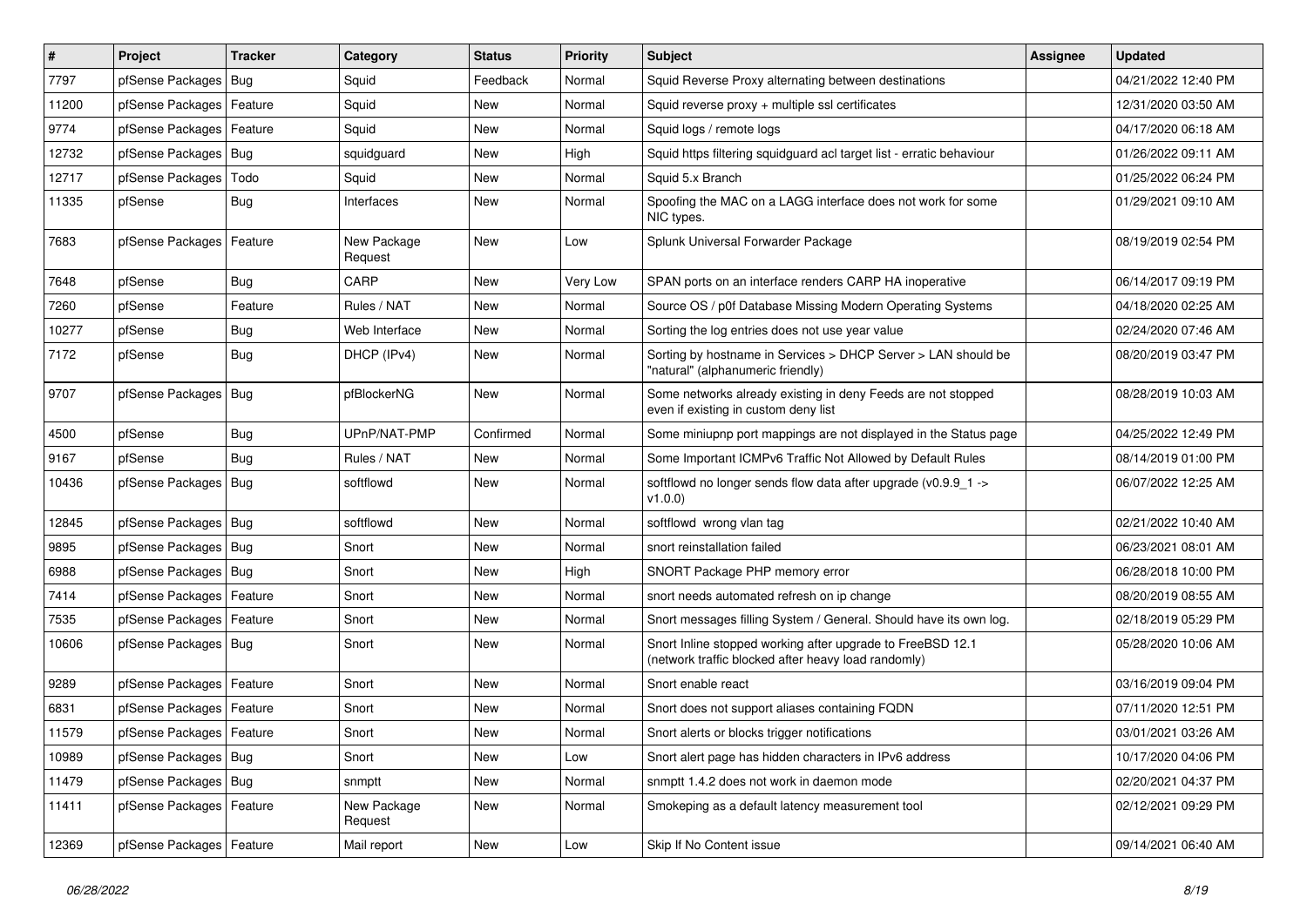| # | Project | Tracker | Category | Status | Priority | Subject | Assignee | Updated |
|---|---|---|---|---|---|---|---|---|
| 7797 | pfSense Packages | Bug | Squid | Feedback | Normal | Squid Reverse Proxy alternating between destinations | | 04/21/2022 12:40 PM |
| 11200 | pfSense Packages | Feature | Squid | New | Normal | Squid reverse proxy + multiple ssl certificates | | 12/31/2020 03:50 AM |
| 9774 | pfSense Packages | Feature | Squid | New | Normal | Squid logs / remote logs | | 04/17/2020 06:18 AM |
| 12732 | pfSense Packages | Bug | squidguard | New | High | Squid https filtering squidguard acl target list - erratic behaviour | | 01/26/2022 09:11 AM |
| 12717 | pfSense Packages | Todo | Squid | New | Normal | Squid 5.x Branch | | 01/25/2022 06:24 PM |
| 11335 | pfSense | Bug | Interfaces | New | Normal | Spoofing the MAC on a LAGG interface does not work for some NIC types. | | 01/29/2021 09:10 AM |
| 7683 | pfSense Packages | Feature | New Package Request | New | Low | Splunk Universal Forwarder Package | | 08/19/2019 02:54 PM |
| 7648 | pfSense | Bug | CARP | New | Very Low | SPAN ports on an interface renders CARP HA inoperative | | 06/14/2017 09:19 PM |
| 7260 | pfSense | Feature | Rules / NAT | New | Normal | Source OS / p0f Database Missing Modern Operating Systems | | 04/18/2020 02:25 AM |
| 10277 | pfSense | Bug | Web Interface | New | Normal | Sorting the log entries does not use year value | | 02/24/2020 07:46 AM |
| 7172 | pfSense | Bug | DHCP (IPv4) | New | Normal | Sorting by hostname in Services > DHCP Server > LAN should be "natural" (alphanumeric friendly) | | 08/20/2019 03:47 PM |
| 9707 | pfSense Packages | Bug | pfBlockerNG | New | Normal | Some networks already existing in deny Feeds are not stopped even if existing in custom deny list | | 08/28/2019 10:03 AM |
| 4500 | pfSense | Bug | UPnP/NAT-PMP | Confirmed | Normal | Some miniupnp port mappings are not displayed in the Status page | | 04/25/2022 12:49 PM |
| 9167 | pfSense | Bug | Rules / NAT | New | Normal | Some Important ICMPv6 Traffic Not Allowed by Default Rules | | 08/14/2019 01:00 PM |
| 10436 | pfSense Packages | Bug | softflowd | New | Normal | softflowd no longer sends flow data after upgrade (v0.9.9_1 -> v1.0.0) | | 06/07/2022 12:25 AM |
| 12845 | pfSense Packages | Bug | softflowd | New | Normal | softflowd wrong vlan tag | | 02/21/2022 10:40 AM |
| 9895 | pfSense Packages | Bug | Snort | New | Normal | snort reinstallation failed | | 06/23/2021 08:01 AM |
| 6988 | pfSense Packages | Bug | Snort | New | High | SNORT Package PHP memory error | | 06/28/2018 10:00 PM |
| 7414 | pfSense Packages | Feature | Snort | New | Normal | snort needs automated refresh on ip change | | 08/20/2019 08:55 AM |
| 7535 | pfSense Packages | Feature | Snort | New | Normal | Snort messages filling System / General. Should have its own log. | | 02/18/2019 05:29 PM |
| 10606 | pfSense Packages | Bug | Snort | New | Normal | Snort Inline stopped working after upgrade to FreeBSD 12.1 (network traffic blocked after heavy load randomly) | | 05/28/2020 10:06 AM |
| 9289 | pfSense Packages | Feature | Snort | New | Normal | Snort enable react | | 03/16/2019 09:04 PM |
| 6831 | pfSense Packages | Feature | Snort | New | Normal | Snort does not support aliases containing FQDN | | 07/11/2020 12:51 PM |
| 11579 | pfSense Packages | Feature | Snort | New | Normal | Snort alerts or blocks trigger notifications | | 03/01/2021 03:26 AM |
| 10989 | pfSense Packages | Bug | Snort | New | Low | Snort alert page has hidden characters in IPv6 address | | 10/17/2020 04:06 PM |
| 11479 | pfSense Packages | Bug | snmptt | New | Normal | snmptt 1.4.2 does not work in daemon mode | | 02/20/2021 04:37 PM |
| 11411 | pfSense Packages | Feature | New Package Request | New | Normal | Smokeping as a default latency measurement tool | | 02/12/2021 09:29 PM |
| 12369 | pfSense Packages | Feature | Mail report | New | Low | Skip If No Content issue | | 09/14/2021 06:40 AM |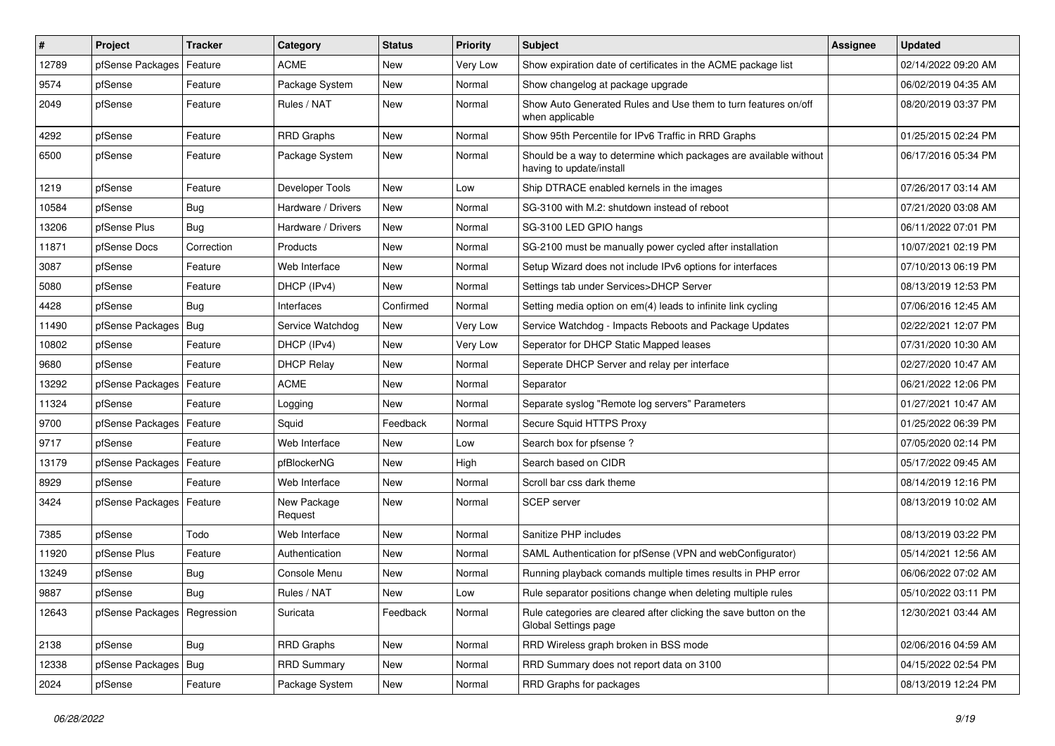| # | Project | Tracker | Category | Status | Priority | Subject | Assignee | Updated |
|---|---|---|---|---|---|---|---|---|
| 12789 | pfSense Packages | Feature | ACME | New | Very Low | Show expiration date of certificates in the ACME package list | | 02/14/2022 09:20 AM |
| 9574 | pfSense | Feature | Package System | New | Normal | Show changelog at package upgrade | | 06/02/2019 04:35 AM |
| 2049 | pfSense | Feature | Rules / NAT | New | Normal | Show Auto Generated Rules and Use them to turn features on/off when applicable | | 08/20/2019 03:37 PM |
| 4292 | pfSense | Feature | RRD Graphs | New | Normal | Show 95th Percentile for IPv6 Traffic in RRD Graphs | | 01/25/2015 02:24 PM |
| 6500 | pfSense | Feature | Package System | New | Normal | Should be a way to determine which packages are available without having to update/install | | 06/17/2016 05:34 PM |
| 1219 | pfSense | Feature | Developer Tools | New | Low | Ship DTRACE enabled kernels in the images | | 07/26/2017 03:14 AM |
| 10584 | pfSense | Bug | Hardware / Drivers | New | Normal | SG-3100 with M.2: shutdown instead of reboot | | 07/21/2020 03:08 AM |
| 13206 | pfSense Plus | Bug | Hardware / Drivers | New | Normal | SG-3100 LED GPIO hangs | | 06/11/2022 07:01 PM |
| 11871 | pfSense Docs | Correction | Products | New | Normal | SG-2100 must be manually power cycled after installation | | 10/07/2021 02:19 PM |
| 3087 | pfSense | Feature | Web Interface | New | Normal | Setup Wizard does not include IPv6 options for interfaces | | 07/10/2013 06:19 PM |
| 5080 | pfSense | Feature | DHCP (IPv4) | New | Normal | Settings tab under Services>DHCP Server | | 08/13/2019 12:53 PM |
| 4428 | pfSense | Bug | Interfaces | Confirmed | Normal | Setting media option on em(4) leads to infinite link cycling | | 07/06/2016 12:45 AM |
| 11490 | pfSense Packages | Bug | Service Watchdog | New | Very Low | Service Watchdog - Impacts Reboots and Package Updates | | 02/22/2021 12:07 PM |
| 10802 | pfSense | Feature | DHCP (IPv4) | New | Very Low | Seperator for DHCP Static Mapped leases | | 07/31/2020 10:30 AM |
| 9680 | pfSense | Feature | DHCP Relay | New | Normal | Seperate DHCP Server and relay per interface | | 02/27/2020 10:47 AM |
| 13292 | pfSense Packages | Feature | ACME | New | Normal | Separator | | 06/21/2022 12:06 PM |
| 11324 | pfSense | Feature | Logging | New | Normal | Separate syslog "Remote log servers" Parameters | | 01/27/2021 10:47 AM |
| 9700 | pfSense Packages | Feature | Squid | Feedback | Normal | Secure Squid HTTPS Proxy | | 01/25/2022 06:39 PM |
| 9717 | pfSense | Feature | Web Interface | New | Low | Search box for pfsense ? | | 07/05/2020 02:14 PM |
| 13179 | pfSense Packages | Feature | pfBlockerNG | New | High | Search based on CIDR | | 05/17/2022 09:45 AM |
| 8929 | pfSense | Feature | Web Interface | New | Normal | Scroll bar css dark theme | | 08/14/2019 12:16 PM |
| 3424 | pfSense Packages | Feature | New Package Request | New | Normal | SCEP server | | 08/13/2019 10:02 AM |
| 7385 | pfSense | Todo | Web Interface | New | Normal | Sanitize PHP includes | | 08/13/2019 03:22 PM |
| 11920 | pfSense Plus | Feature | Authentication | New | Normal | SAML Authentication for pfSense (VPN and webConfigurator) | | 05/14/2021 12:56 AM |
| 13249 | pfSense | Bug | Console Menu | New | Normal | Running playback comands multiple times results in PHP error | | 06/06/2022 07:02 AM |
| 9887 | pfSense | Bug | Rules / NAT | New | Low | Rule separator positions change when deleting multiple rules | | 05/10/2022 03:11 PM |
| 12643 | pfSense Packages | Regression | Suricata | Feedback | Normal | Rule categories are cleared after clicking the save button on the Global Settings page | | 12/30/2021 03:44 AM |
| 2138 | pfSense | Bug | RRD Graphs | New | Normal | RRD Wireless graph broken in BSS mode | | 02/06/2016 04:59 AM |
| 12338 | pfSense Packages | Bug | RRD Summary | New | Normal | RRD Summary does not report data on 3100 | | 04/15/2022 02:54 PM |
| 2024 | pfSense | Feature | Package System | New | Normal | RRD Graphs for packages | | 08/13/2019 12:24 PM |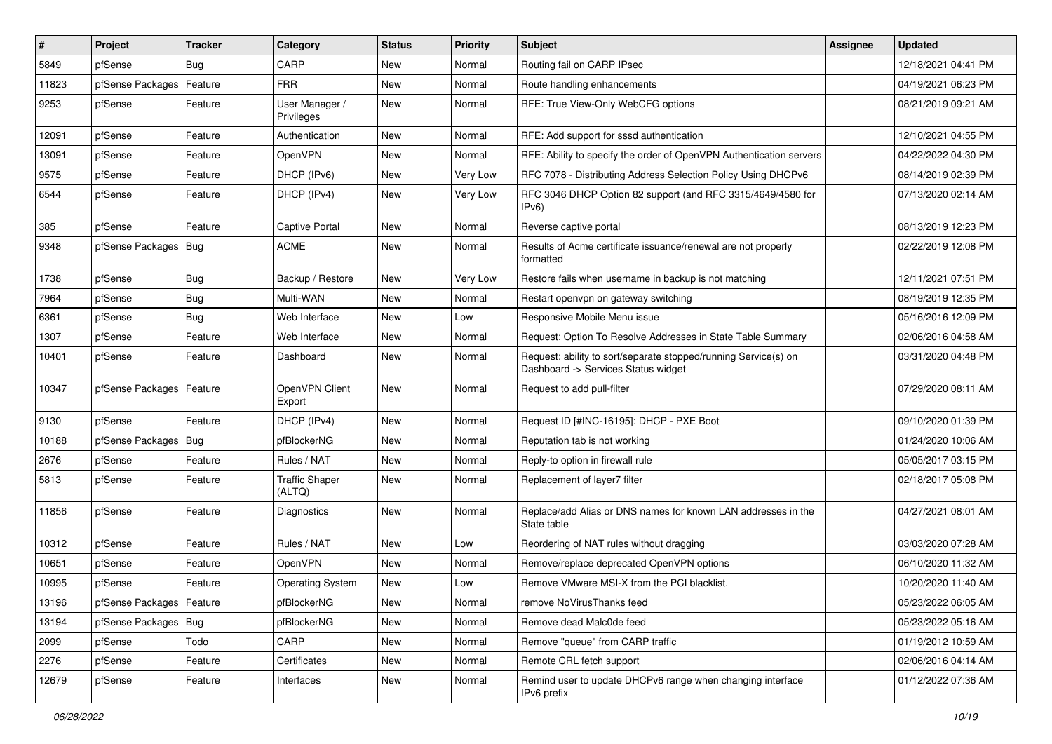| # | Project | Tracker | Category | Status | Priority | Subject | Assignee | Updated |
|---|---|---|---|---|---|---|---|---|
| 5849 | pfSense | Bug | CARP | New | Normal | Routing fail on CARP IPsec | | 12/18/2021 04:41 PM |
| 11823 | pfSense Packages | Feature | FRR | New | Normal | Route handling enhancements | | 04/19/2021 06:23 PM |
| 9253 | pfSense | Feature | User Manager / Privileges | New | Normal | RFE: True View-Only WebCFG options | | 08/21/2019 09:21 AM |
| 12091 | pfSense | Feature | Authentication | New | Normal | RFE: Add support for sssd authentication | | 12/10/2021 04:55 PM |
| 13091 | pfSense | Feature | OpenVPN | New | Normal | RFE: Ability to specify the order of OpenVPN Authentication servers | | 04/22/2022 04:30 PM |
| 9575 | pfSense | Feature | DHCP (IPv6) | New | Very Low | RFC 7078 - Distributing Address Selection Policy Using DHCPv6 | | 08/14/2019 02:39 PM |
| 6544 | pfSense | Feature | DHCP (IPv4) | New | Very Low | RFC 3046 DHCP Option 82 support (and RFC 3315/4649/4580 for IPv6) | | 07/13/2020 02:14 AM |
| 385 | pfSense | Feature | Captive Portal | New | Normal | Reverse captive portal | | 08/13/2019 12:23 PM |
| 9348 | pfSense Packages | Bug | ACME | New | Normal | Results of Acme certificate issuance/renewal are not properly formatted | | 02/22/2019 12:08 PM |
| 1738 | pfSense | Bug | Backup / Restore | New | Very Low | Restore fails when username in backup is not matching | | 12/11/2021 07:51 PM |
| 7964 | pfSense | Bug | Multi-WAN | New | Normal | Restart openvpn on gateway switching | | 08/19/2019 12:35 PM |
| 6361 | pfSense | Bug | Web Interface | New | Low | Responsive Mobile Menu issue | | 05/16/2016 12:09 PM |
| 1307 | pfSense | Feature | Web Interface | New | Normal | Request: Option To Resolve Addresses in State Table Summary | | 02/06/2016 04:58 AM |
| 10401 | pfSense | Feature | Dashboard | New | Normal | Request: ability to sort/separate stopped/running Service(s) on Dashboard -> Services Status widget | | 03/31/2020 04:48 PM |
| 10347 | pfSense Packages | Feature | OpenVPN Client Export | New | Normal | Request to add pull-filter | | 07/29/2020 08:11 AM |
| 9130 | pfSense | Feature | DHCP (IPv4) | New | Normal | Request ID [#INC-16195]: DHCP - PXE Boot | | 09/10/2020 01:39 PM |
| 10188 | pfSense Packages | Bug | pfBlockerNG | New | Normal | Reputation tab is not working | | 01/24/2020 10:06 AM |
| 2676 | pfSense | Feature | Rules / NAT | New | Normal | Reply-to option in firewall rule | | 05/05/2017 03:15 PM |
| 5813 | pfSense | Feature | Traffic Shaper (ALTQ) | New | Normal | Replacement of layer7 filter | | 02/18/2017 05:08 PM |
| 11856 | pfSense | Feature | Diagnostics | New | Normal | Replace/add Alias or DNS names for known LAN addresses in the State table | | 04/27/2021 08:01 AM |
| 10312 | pfSense | Feature | Rules / NAT | New | Low | Reordering of NAT rules without dragging | | 03/03/2020 07:28 AM |
| 10651 | pfSense | Feature | OpenVPN | New | Normal | Remove/replace deprecated OpenVPN options | | 06/10/2020 11:32 AM |
| 10995 | pfSense | Feature | Operating System | New | Low | Remove VMware MSI-X from the PCI blacklist. | | 10/20/2020 11:40 AM |
| 13196 | pfSense Packages | Feature | pfBlockerNG | New | Normal | remove NoVirusThanks feed | | 05/23/2022 06:05 AM |
| 13194 | pfSense Packages | Bug | pfBlockerNG | New | Normal | Remove dead Malc0de feed | | 05/23/2022 05:16 AM |
| 2099 | pfSense | Todo | CARP | New | Normal | Remove "queue" from CARP traffic | | 01/19/2012 10:59 AM |
| 2276 | pfSense | Feature | Certificates | New | Normal | Remote CRL fetch support | | 02/06/2016 04:14 AM |
| 12679 | pfSense | Feature | Interfaces | New | Normal | Remind user to update DHCPv6 range when changing interface IPv6 prefix | | 01/12/2022 07:36 AM |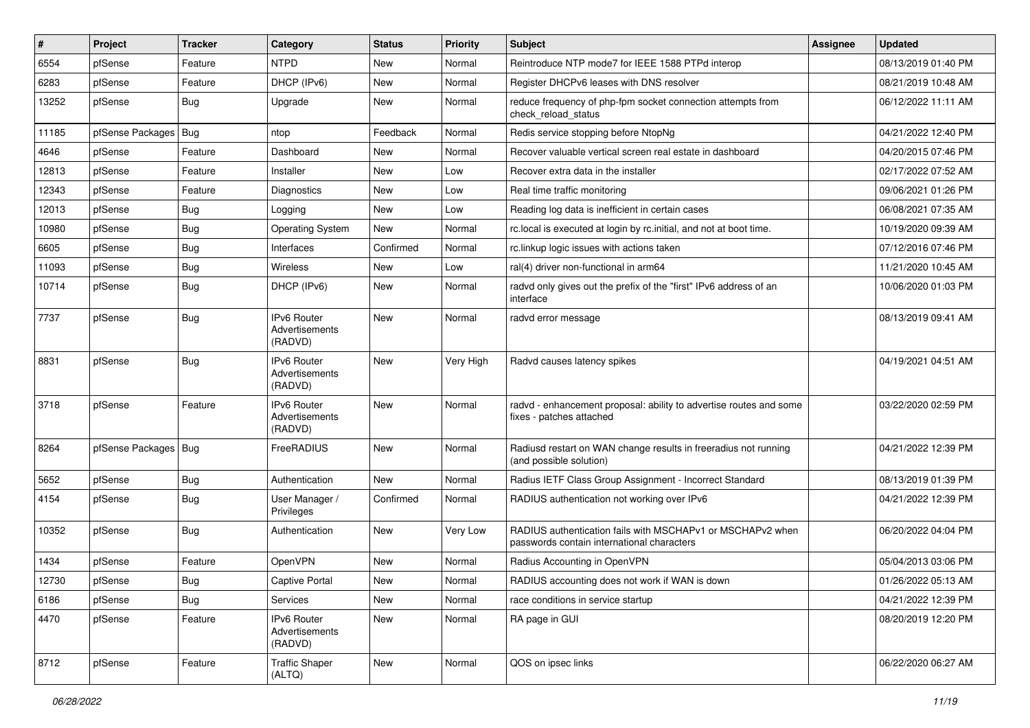| # | Project | Tracker | Category | Status | Priority | Subject | Assignee | Updated |
|---|---|---|---|---|---|---|---|---|
| 6554 | pfSense | Feature | NTPD | New | Normal | Reintroduce NTP mode7 for IEEE 1588 PTPd interop | | 08/13/2019 01:40 PM |
| 6283 | pfSense | Feature | DHCP (IPv6) | New | Normal | Register DHCPv6 leases with DNS resolver | | 08/21/2019 10:48 AM |
| 13252 | pfSense | Bug | Upgrade | New | Normal | reduce frequency of php-fpm socket connection attempts from check_reload_status | | 06/12/2022 11:11 AM |
| 11185 | pfSense Packages | Bug | ntop | Feedback | Normal | Redis service stopping before NtopNg | | 04/21/2022 12:40 PM |
| 4646 | pfSense | Feature | Dashboard | New | Normal | Recover valuable vertical screen real estate in dashboard | | 04/20/2015 07:46 PM |
| 12813 | pfSense | Feature | Installer | New | Low | Recover extra data in the installer | | 02/17/2022 07:52 AM |
| 12343 | pfSense | Feature | Diagnostics | New | Low | Real time traffic monitoring | | 09/06/2021 01:26 PM |
| 12013 | pfSense | Bug | Logging | New | Low | Reading log data is inefficient in certain cases | | 06/08/2021 07:35 AM |
| 10980 | pfSense | Bug | Operating System | New | Normal | rc.local is executed at login by rc.initial, and not at boot time. | | 10/19/2020 09:39 AM |
| 6605 | pfSense | Bug | Interfaces | Confirmed | Normal | rc.linkup logic issues with actions taken | | 07/12/2016 07:46 PM |
| 11093 | pfSense | Bug | Wireless | New | Low | ral(4) driver non-functional in arm64 | | 11/21/2020 10:45 AM |
| 10714 | pfSense | Bug | DHCP (IPv6) | New | Normal | radvd only gives out the prefix of the "first" IPv6 address of an interface | | 10/06/2020 01:03 PM |
| 7737 | pfSense | Bug | IPv6 Router Advertisements (RADVD) | New | Normal | radvd error message | | 08/13/2019 09:41 AM |
| 8831 | pfSense | Bug | IPv6 Router Advertisements (RADVD) | New | Very High | Radvd causes latency spikes | | 04/19/2021 04:51 AM |
| 3718 | pfSense | Feature | IPv6 Router Advertisements (RADVD) | New | Normal | radvd - enhancement proposal: ability to advertise routes and some fixes - patches attached | | 03/22/2020 02:59 PM |
| 8264 | pfSense Packages | Bug | FreeRADIUS | New | Normal | Radiusd restart on WAN change results in freeradius not running (and possible solution) | | 04/21/2022 12:39 PM |
| 5652 | pfSense | Bug | Authentication | New | Normal | Radius IETF Class Group Assignment - Incorrect Standard | | 08/13/2019 01:39 PM |
| 4154 | pfSense | Bug | User Manager / Privileges | Confirmed | Normal | RADIUS authentication not working over IPv6 | | 04/21/2022 12:39 PM |
| 10352 | pfSense | Bug | Authentication | New | Very Low | RADIUS authentication fails with MSCHAPv1 or MSCHAPv2 when passwords contain international characters | | 06/20/2022 04:04 PM |
| 1434 | pfSense | Feature | OpenVPN | New | Normal | Radius Accounting in OpenVPN | | 05/04/2013 03:06 PM |
| 12730 | pfSense | Bug | Captive Portal | New | Normal | RADIUS accounting does not work if WAN is down | | 01/26/2022 05:13 AM |
| 6186 | pfSense | Bug | Services | New | Normal | race conditions in service startup | | 04/21/2022 12:39 PM |
| 4470 | pfSense | Feature | IPv6 Router Advertisements (RADVD) | New | Normal | RA page in GUI | | 08/20/2019 12:20 PM |
| 8712 | pfSense | Feature | Traffic Shaper (ALTQ) | New | Normal | QOS on ipsec links | | 06/22/2020 06:27 AM |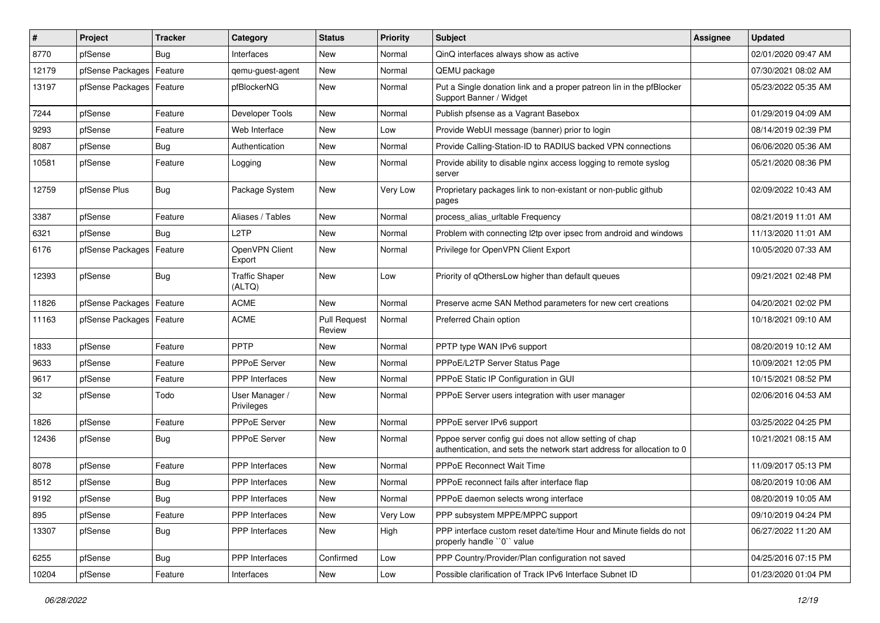| # | Project | Tracker | Category | Status | Priority | Subject | Assignee | Updated |
| --- | --- | --- | --- | --- | --- | --- | --- | --- |
| 8770 | pfSense | Bug | Interfaces | New | Normal | QinQ interfaces always show as active | | 02/01/2020 09:47 AM |
| 12179 | pfSense Packages | Feature | qemu-guest-agent | New | Normal | QEMU package | | 07/30/2021 08:02 AM |
| 13197 | pfSense Packages | Feature | pfBlockerNG | New | Normal | Put a Single donation link and a proper patreon lin in the pfBlocker Support Banner / Widget | | 05/23/2022 05:35 AM |
| 7244 | pfSense | Feature | Developer Tools | New | Normal | Publish pfsense as a Vagrant Basebox | | 01/29/2019 04:09 AM |
| 9293 | pfSense | Feature | Web Interface | New | Low | Provide WebUI message (banner) prior to login | | 08/14/2019 02:39 PM |
| 8087 | pfSense | Bug | Authentication | New | Normal | Provide Calling-Station-ID to RADIUS backed VPN connections | | 06/06/2020 05:36 AM |
| 10581 | pfSense | Feature | Logging | New | Normal | Provide ability to disable nginx access logging to remote syslog server | | 05/21/2020 08:36 PM |
| 12759 | pfSense Plus | Bug | Package System | New | Very Low | Proprietary packages link to non-existant or non-public github pages | | 02/09/2022 10:43 AM |
| 3387 | pfSense | Feature | Aliases / Tables | New | Normal | process_alias_urltable Frequency | | 08/21/2019 11:01 AM |
| 6321 | pfSense | Bug | L2TP | New | Normal | Problem with connecting l2tp over ipsec from android and windows | | 11/13/2020 11:01 AM |
| 6176 | pfSense Packages | Feature | OpenVPN Client Export | New | Normal | Privilege for OpenVPN Client Export | | 10/05/2020 07:33 AM |
| 12393 | pfSense | Bug | Traffic Shaper (ALTQ) | New | Low | Priority of qOthersLow higher than default queues | | 09/21/2021 02:48 PM |
| 11826 | pfSense Packages | Feature | ACME | New | Normal | Preserve acme SAN Method parameters for new cert creations | | 04/20/2021 02:02 PM |
| 11163 | pfSense Packages | Feature | ACME | Pull Request Review | Normal | Preferred Chain option | | 10/18/2021 09:10 AM |
| 1833 | pfSense | Feature | PPTP | New | Normal | PPTP type WAN IPv6 support | | 08/20/2019 10:12 AM |
| 9633 | pfSense | Feature | PPPoE Server | New | Normal | PPPoE/L2TP Server Status Page | | 10/09/2021 12:05 PM |
| 9617 | pfSense | Feature | PPP Interfaces | New | Normal | PPPoE Static IP Configuration in GUI | | 10/15/2021 08:52 PM |
| 32 | pfSense | Todo | User Manager / Privileges | New | Normal | PPPoE Server users integration with user manager | | 02/06/2016 04:53 AM |
| 1826 | pfSense | Feature | PPPoE Server | New | Normal | PPPoE server IPv6 support | | 03/25/2022 04:25 PM |
| 12436 | pfSense | Bug | PPPoE Server | New | Normal | Pppoe server config gui does not allow setting of chap authentication, and sets the network start address for allocation to 0 | | 10/21/2021 08:15 AM |
| 8078 | pfSense | Feature | PPP Interfaces | New | Normal | PPPoE Reconnect Wait Time | | 11/09/2017 05:13 PM |
| 8512 | pfSense | Bug | PPP Interfaces | New | Normal | PPPoE reconnect fails after interface flap | | 08/20/2019 10:06 AM |
| 9192 | pfSense | Bug | PPP Interfaces | New | Normal | PPPoE daemon selects wrong interface | | 08/20/2019 10:05 AM |
| 895 | pfSense | Feature | PPP Interfaces | New | Very Low | PPP subsystem MPPE/MPPC support | | 09/10/2019 04:24 PM |
| 13307 | pfSense | Bug | PPP Interfaces | New | High | PPP interface custom reset date/time Hour and Minute fields do not properly handle ``0`` value | | 06/27/2022 11:20 AM |
| 6255 | pfSense | Bug | PPP Interfaces | Confirmed | Low | PPP Country/Provider/Plan configuration not saved | | 04/25/2016 07:15 PM |
| 10204 | pfSense | Feature | Interfaces | New | Low | Possible clarification of Track IPv6 Interface Subnet ID | | 01/23/2020 01:04 PM |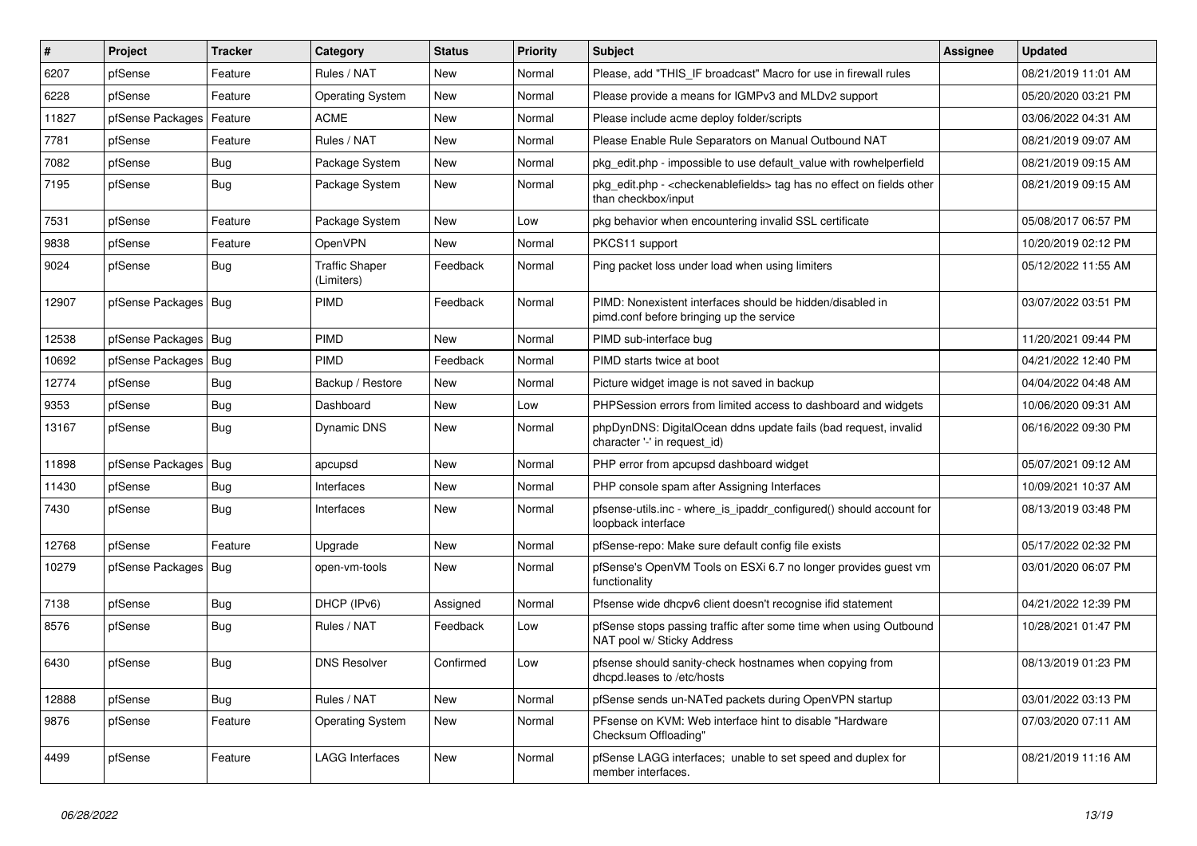| # | Project | Tracker | Category | Status | Priority | Subject | Assignee | Updated |
|---|---|---|---|---|---|---|---|---|
| 6207 | pfSense | Feature | Rules / NAT | New | Normal | Please, add "THIS_IF broadcast" Macro for use in firewall rules | | 08/21/2019 11:01 AM |
| 6228 | pfSense | Feature | Operating System | New | Normal | Please provide a means for IGMPv3 and MLDv2 support | | 05/20/2020 03:21 PM |
| 11827 | pfSense Packages | Feature | ACME | New | Normal | Please include acme deploy folder/scripts | | 03/06/2022 04:31 AM |
| 7781 | pfSense | Feature | Rules / NAT | New | Normal | Please Enable Rule Separators on Manual Outbound NAT | | 08/21/2019 09:07 AM |
| 7082 | pfSense | Bug | Package System | New | Normal | pkg_edit.php - impossible to use default_value with rowhelperfield | | 08/21/2019 09:15 AM |
| 7195 | pfSense | Bug | Package System | New | Normal | pkg_edit.php - <checkenablefields> tag has no effect on fields other than checkbox/input | | 08/21/2019 09:15 AM |
| 7531 | pfSense | Feature | Package System | New | Low | pkg behavior when encountering invalid SSL certificate | | 05/08/2017 06:57 PM |
| 9838 | pfSense | Feature | OpenVPN | New | Normal | PKCS11 support | | 10/20/2019 02:12 PM |
| 9024 | pfSense | Bug | Traffic Shaper (Limiters) | Feedback | Normal | Ping packet loss under load when using limiters | | 05/12/2022 11:55 AM |
| 12907 | pfSense Packages | Bug | PIMD | Feedback | Normal | PIMD: Nonexistent interfaces should be hidden/disabled in pimd.conf before bringing up the service | | 03/07/2022 03:51 PM |
| 12538 | pfSense Packages | Bug | PIMD | New | Normal | PIMD sub-interface bug | | 11/20/2021 09:44 PM |
| 10692 | pfSense Packages | Bug | PIMD | Feedback | Normal | PIMD starts twice at boot | | 04/21/2022 12:40 PM |
| 12774 | pfSense | Bug | Backup / Restore | New | Normal | Picture widget image is not saved in backup | | 04/04/2022 04:48 AM |
| 9353 | pfSense | Bug | Dashboard | New | Low | PHPSession errors from limited access to dashboard and widgets | | 10/06/2020 09:31 AM |
| 13167 | pfSense | Bug | Dynamic DNS | New | Normal | phpDynDNS: DigitalOcean ddns update fails (bad request, invalid character '-' in request_id) | | 06/16/2022 09:30 PM |
| 11898 | pfSense Packages | Bug | apcupsd | New | Normal | PHP error from apcupsd dashboard widget | | 05/07/2021 09:12 AM |
| 11430 | pfSense | Bug | Interfaces | New | Normal | PHP console spam after Assigning Interfaces | | 10/09/2021 10:37 AM |
| 7430 | pfSense | Bug | Interfaces | New | Normal | pfsense-utils.inc - where_is_ipaddr_configured() should account for loopback interface | | 08/13/2019 03:48 PM |
| 12768 | pfSense | Feature | Upgrade | New | Normal | pfSense-repo: Make sure default config file exists | | 05/17/2022 02:32 PM |
| 10279 | pfSense Packages | Bug | open-vm-tools | New | Normal | pfSense's OpenVM Tools on ESXi 6.7 no longer provides guest vm functionality | | 03/01/2020 06:07 PM |
| 7138 | pfSense | Bug | DHCP (IPv6) | Assigned | Normal | Pfsense wide dhcpv6 client doesn't recognise ifid statement | | 04/21/2022 12:39 PM |
| 8576 | pfSense | Bug | Rules / NAT | Feedback | Low | pfSense stops passing traffic after some time when using Outbound NAT pool w/ Sticky Address | | 10/28/2021 01:47 PM |
| 6430 | pfSense | Bug | DNS Resolver | Confirmed | Low | pfsense should sanity-check hostnames when copying from dhcpd.leases to /etc/hosts | | 08/13/2019 01:23 PM |
| 12888 | pfSense | Bug | Rules / NAT | New | Normal | pfSense sends un-NATed packets during OpenVPN startup | | 03/01/2022 03:13 PM |
| 9876 | pfSense | Feature | Operating System | New | Normal | PFsense on KVM: Web interface hint to disable "Hardware Checksum Offloading" | | 07/03/2020 07:11 AM |
| 4499 | pfSense | Feature | LAGG Interfaces | New | Normal | pfSense LAGG interfaces; unable to set speed and duplex for member interfaces. | | 08/21/2019 11:16 AM |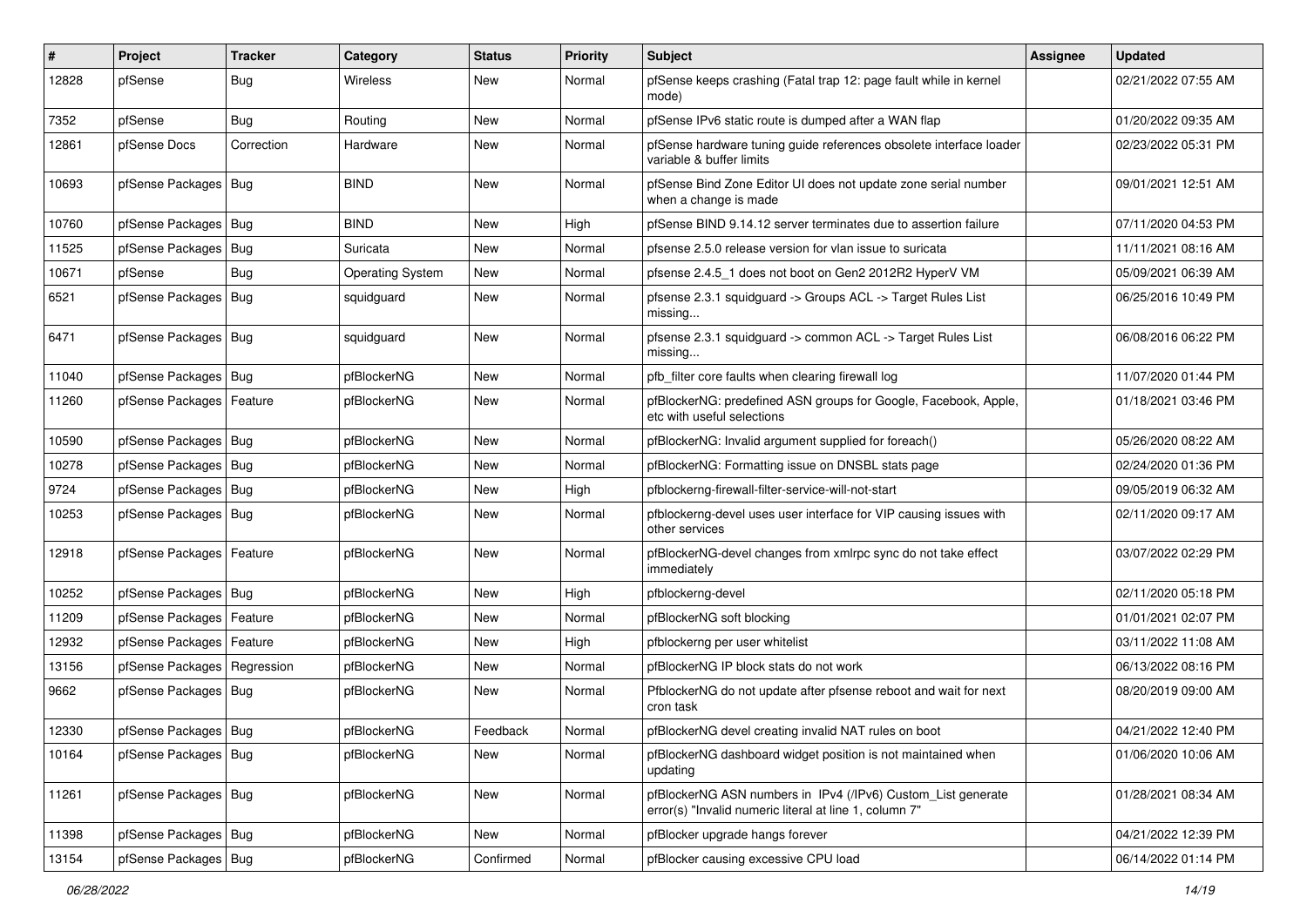| # | Project | Tracker | Category | Status | Priority | Subject | Assignee | Updated |
|---|---|---|---|---|---|---|---|---|
| 12828 | pfSense | Bug | Wireless | New | Normal | pfSense keeps crashing (Fatal trap 12: page fault while in kernel mode) | | 02/21/2022 07:55 AM |
| 7352 | pfSense | Bug | Routing | New | Normal | pfSense IPv6 static route is dumped after a WAN flap | | 01/20/2022 09:35 AM |
| 12861 | pfSense Docs | Correction | Hardware | New | Normal | pfSense hardware tuning guide references obsolete interface loader variable & buffer limits | | 02/23/2022 05:31 PM |
| 10693 | pfSense Packages | Bug | BIND | New | Normal | pfSense Bind Zone Editor UI does not update zone serial number when a change is made | | 09/01/2021 12:51 AM |
| 10760 | pfSense Packages | Bug | BIND | New | High | pfSense BIND 9.14.12 server terminates due to assertion failure | | 07/11/2020 04:53 PM |
| 11525 | pfSense Packages | Bug | Suricata | New | Normal | pfsense 2.5.0 release version for vlan issue to suricata | | 11/11/2021 08:16 AM |
| 10671 | pfSense | Bug | Operating System | New | Normal | pfsense 2.4.5_1 does not boot on Gen2 2012R2 HyperV VM | | 05/09/2021 06:39 AM |
| 6521 | pfSense Packages | Bug | squidguard | New | Normal | pfsense 2.3.1 squidguard -> Groups ACL -> Target Rules List missing... | | 06/25/2016 10:49 PM |
| 6471 | pfSense Packages | Bug | squidguard | New | Normal | pfsense 2.3.1 squidguard -> common ACL -> Target Rules List missing... | | 06/08/2016 06:22 PM |
| 11040 | pfSense Packages | Bug | pfBlockerNG | New | Normal | pfb_filter core faults when clearing firewall log | | 11/07/2020 01:44 PM |
| 11260 | pfSense Packages | Feature | pfBlockerNG | New | Normal | pfBlockerNG: predefined ASN groups for Google, Facebook, Apple, etc with useful selections | | 01/18/2021 03:46 PM |
| 10590 | pfSense Packages | Bug | pfBlockerNG | New | Normal | pfBlockerNG: Invalid argument supplied for foreach() | | 05/26/2020 08:22 AM |
| 10278 | pfSense Packages | Bug | pfBlockerNG | New | Normal | pfBlockerNG: Formatting issue on DNSBL stats page | | 02/24/2020 01:36 PM |
| 9724 | pfSense Packages | Bug | pfBlockerNG | New | High | pfblockerng-firewall-filter-service-will-not-start | | 09/05/2019 06:32 AM |
| 10253 | pfSense Packages | Bug | pfBlockerNG | New | Normal | pfblockerng-devel uses user interface for VIP causing issues with other services | | 02/11/2020 09:17 AM |
| 12918 | pfSense Packages | Feature | pfBlockerNG | New | Normal | pfBlockerNG-devel changes from xmlrpc sync do not take effect immediately | | 03/07/2022 02:29 PM |
| 10252 | pfSense Packages | Bug | pfBlockerNG | New | High | pfblockerng-devel | | 02/11/2020 05:18 PM |
| 11209 | pfSense Packages | Feature | pfBlockerNG | New | Normal | pfBlockerNG soft blocking | | 01/01/2021 02:07 PM |
| 12932 | pfSense Packages | Feature | pfBlockerNG | New | High | pfblockerng per user whitelist | | 03/11/2022 11:08 AM |
| 13156 | pfSense Packages | Regression | pfBlockerNG | New | Normal | pfBlockerNG IP block stats do not work | | 06/13/2022 08:16 PM |
| 9662 | pfSense Packages | Bug | pfBlockerNG | New | Normal | PfblockerNG do not update after pfsense reboot and wait for next cron task | | 08/20/2019 09:00 AM |
| 12330 | pfSense Packages | Bug | pfBlockerNG | Feedback | Normal | pfBlockerNG devel creating invalid NAT rules on boot | | 04/21/2022 12:40 PM |
| 10164 | pfSense Packages | Bug | pfBlockerNG | New | Normal | pfBlockerNG dashboard widget position is not maintained when updating | | 01/06/2020 10:06 AM |
| 11261 | pfSense Packages | Bug | pfBlockerNG | New | Normal | pfBlockerNG ASN numbers in IPv4 (/IPv6) Custom_List generate error(s) "Invalid numeric literal at line 1, column 7" | | 01/28/2021 08:34 AM |
| 11398 | pfSense Packages | Bug | pfBlockerNG | New | Normal | pfBlocker upgrade hangs forever | | 04/21/2022 12:39 PM |
| 13154 | pfSense Packages | Bug | pfBlockerNG | Confirmed | Normal | pfBlocker causing excessive CPU load | | 06/14/2022 01:14 PM |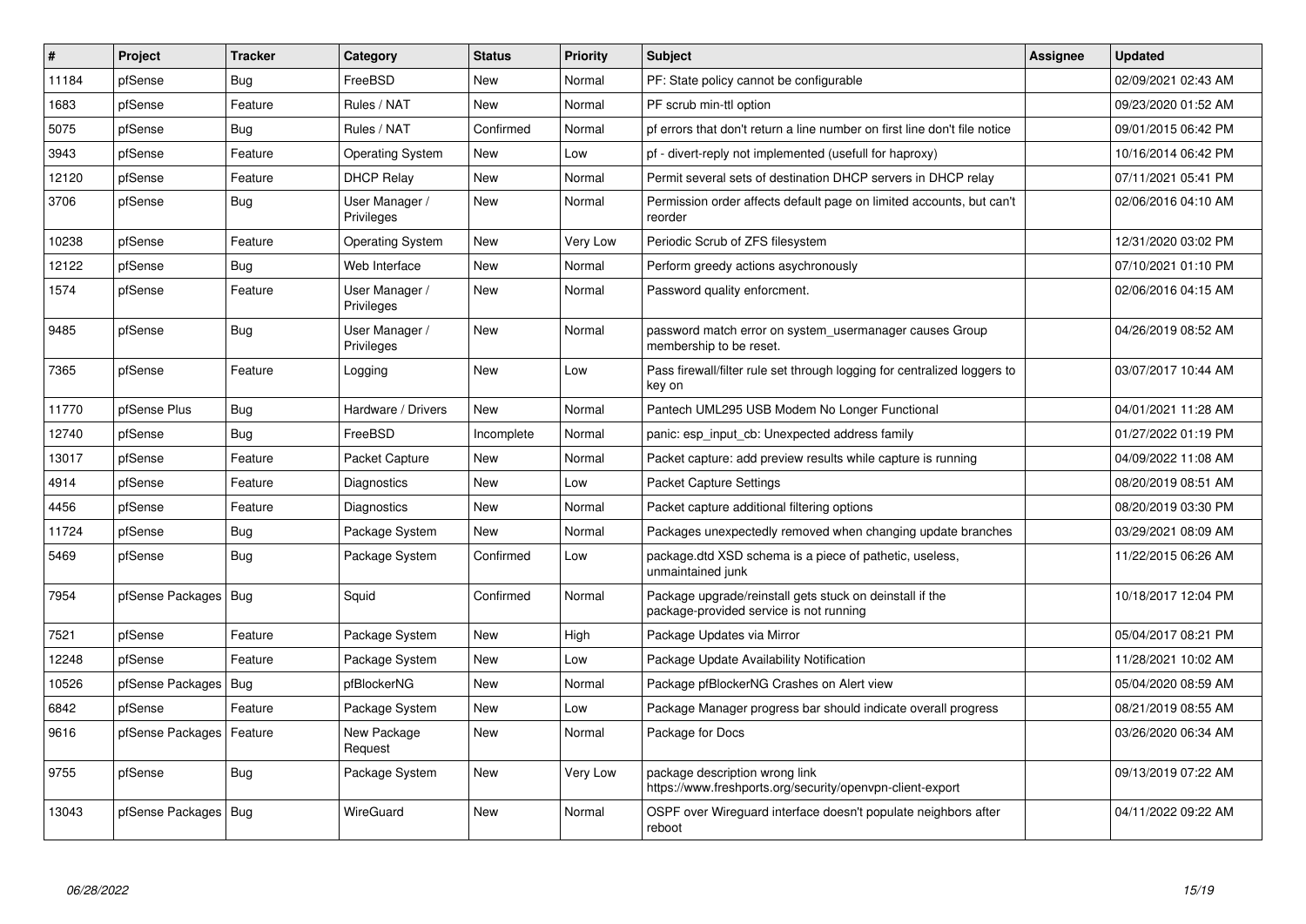| # | Project | Tracker | Category | Status | Priority | Subject | Assignee | Updated |
|---|---|---|---|---|---|---|---|---|
| 11184 | pfSense | Bug | FreeBSD | New | Normal | PF: State policy cannot be configurable | | 02/09/2021 02:43 AM |
| 1683 | pfSense | Feature | Rules / NAT | New | Normal | PF scrub min-ttl option | | 09/23/2020 01:52 AM |
| 5075 | pfSense | Bug | Rules / NAT | Confirmed | Normal | pf errors that don't return a line number on first line don't file notice | | 09/01/2015 06:42 PM |
| 3943 | pfSense | Feature | Operating System | New | Low | pf - divert-reply not implemented (usefull for haproxy) | | 10/16/2014 06:42 PM |
| 12120 | pfSense | Feature | DHCP Relay | New | Normal | Permit several sets of destination DHCP servers in DHCP relay | | 07/11/2021 05:41 PM |
| 3706 | pfSense | Bug | User Manager / Privileges | New | Normal | Permission order affects default page on limited accounts, but can't reorder | | 02/06/2016 04:10 AM |
| 10238 | pfSense | Feature | Operating System | New | Very Low | Periodic Scrub of ZFS filesystem | | 12/31/2020 03:02 PM |
| 12122 | pfSense | Bug | Web Interface | New | Normal | Perform greedy actions asychronously | | 07/10/2021 01:10 PM |
| 1574 | pfSense | Feature | User Manager / Privileges | New | Normal | Password quality enforcment. | | 02/06/2016 04:15 AM |
| 9485 | pfSense | Bug | User Manager / Privileges | New | Normal | password match error on system_usermanager causes Group membership to be reset. | | 04/26/2019 08:52 AM |
| 7365 | pfSense | Feature | Logging | New | Low | Pass firewall/filter rule set through logging for centralized loggers to key on | | 03/07/2017 10:44 AM |
| 11770 | pfSense Plus | Bug | Hardware / Drivers | New | Normal | Pantech UML295 USB Modem No Longer Functional | | 04/01/2021 11:28 AM |
| 12740 | pfSense | Bug | FreeBSD | Incomplete | Normal | panic: esp_input_cb: Unexpected address family | | 01/27/2022 01:19 PM |
| 13017 | pfSense | Feature | Packet Capture | New | Normal | Packet capture: add preview results while capture is running | | 04/09/2022 11:08 AM |
| 4914 | pfSense | Feature | Diagnostics | New | Low | Packet Capture Settings | | 08/20/2019 08:51 AM |
| 4456 | pfSense | Feature | Diagnostics | New | Normal | Packet capture additional filtering options | | 08/20/2019 03:30 PM |
| 11724 | pfSense | Bug | Package System | New | Normal | Packages unexpectedly removed when changing update branches | | 03/29/2021 08:09 AM |
| 5469 | pfSense | Bug | Package System | Confirmed | Low | package.dtd XSD schema is a piece of pathetic, useless, unmaintained junk | | 11/22/2015 06:26 AM |
| 7954 | pfSense Packages | Bug | Squid | Confirmed | Normal | Package upgrade/reinstall gets stuck on deinstall if the package-provided service is not running | | 10/18/2017 12:04 PM |
| 7521 | pfSense | Feature | Package System | New | High | Package Updates via Mirror | | 05/04/2017 08:21 PM |
| 12248 | pfSense | Feature | Package System | New | Low | Package Update Availability Notification | | 11/28/2021 10:02 AM |
| 10526 | pfSense Packages | Bug | pfBlockerNG | New | Normal | Package pfBlockerNG Crashes on Alert view | | 05/04/2020 08:59 AM |
| 6842 | pfSense | Feature | Package System | New | Low | Package Manager progress bar should indicate overall progress | | 08/21/2019 08:55 AM |
| 9616 | pfSense Packages | Feature | New Package Request | New | Normal | Package for Docs | | 03/26/2020 06:34 AM |
| 9755 | pfSense | Bug | Package System | New | Very Low | package description wrong link https://www.freshports.org/security/openvpn-client-export | | 09/13/2019 07:22 AM |
| 13043 | pfSense Packages | Bug | WireGuard | New | Normal | OSPF over Wireguard interface doesn't populate neighbors after reboot | | 04/11/2022 09:22 AM |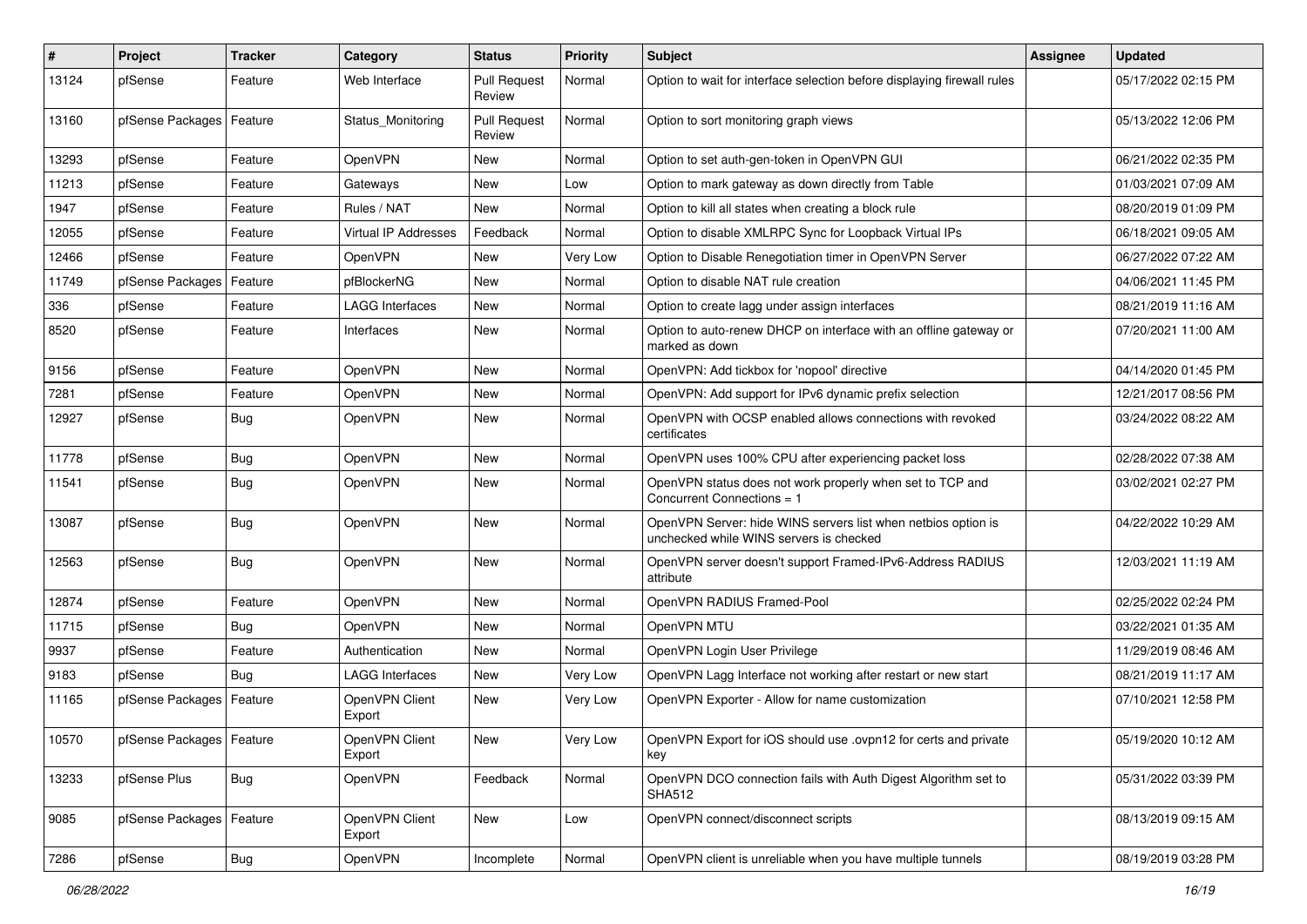| # | Project | Tracker | Category | Status | Priority | Subject | Assignee | Updated |
|---|---|---|---|---|---|---|---|---|
| 13124 | pfSense | Feature | Web Interface | Pull Request Review | Normal | Option to wait for interface selection before displaying firewall rules | | 05/17/2022 02:15 PM |
| 13160 | pfSense Packages | Feature | Status_Monitoring | Pull Request Review | Normal | Option to sort monitoring graph views | | 05/13/2022 12:06 PM |
| 13293 | pfSense | Feature | OpenVPN | New | Normal | Option to set auth-gen-token in OpenVPN GUI | | 06/21/2022 02:35 PM |
| 11213 | pfSense | Feature | Gateways | New | Low | Option to mark gateway as down directly from Table | | 01/03/2021 07:09 AM |
| 1947 | pfSense | Feature | Rules / NAT | New | Normal | Option to kill all states when creating a block rule | | 08/20/2019 01:09 PM |
| 12055 | pfSense | Feature | Virtual IP Addresses | Feedback | Normal | Option to disable XMLRPC Sync for Loopback Virtual IPs | | 06/18/2021 09:05 AM |
| 12466 | pfSense | Feature | OpenVPN | New | Very Low | Option to Disable Renegotiation timer in OpenVPN Server | | 06/27/2022 07:22 AM |
| 11749 | pfSense Packages | Feature | pfBlockerNG | New | Normal | Option to disable NAT rule creation | | 04/06/2021 11:45 PM |
| 336 | pfSense | Feature | LAGG Interfaces | New | Normal | Option to create lagg under assign interfaces | | 08/21/2019 11:16 AM |
| 8520 | pfSense | Feature | Interfaces | New | Normal | Option to auto-renew DHCP on interface with an offline gateway or marked as down | | 07/20/2021 11:00 AM |
| 9156 | pfSense | Feature | OpenVPN | New | Normal | OpenVPN: Add tickbox for 'nopool' directive | | 04/14/2020 01:45 PM |
| 7281 | pfSense | Feature | OpenVPN | New | Normal | OpenVPN: Add support for IPv6 dynamic prefix selection | | 12/21/2017 08:56 PM |
| 12927 | pfSense | Bug | OpenVPN | New | Normal | OpenVPN with OCSP enabled allows connections with revoked certificates | | 03/24/2022 08:22 AM |
| 11778 | pfSense | Bug | OpenVPN | New | Normal | OpenVPN uses 100% CPU after experiencing packet loss | | 02/28/2022 07:38 AM |
| 11541 | pfSense | Bug | OpenVPN | New | Normal | OpenVPN status does not work properly when set to TCP and Concurrent Connections = 1 | | 03/02/2021 02:27 PM |
| 13087 | pfSense | Bug | OpenVPN | New | Normal | OpenVPN Server: hide WINS servers list when netbios option is unchecked while WINS servers is checked | | 04/22/2022 10:29 AM |
| 12563 | pfSense | Bug | OpenVPN | New | Normal | OpenVPN server doesn't support Framed-IPv6-Address RADIUS attribute | | 12/03/2021 11:19 AM |
| 12874 | pfSense | Feature | OpenVPN | New | Normal | OpenVPN RADIUS Framed-Pool | | 02/25/2022 02:24 PM |
| 11715 | pfSense | Bug | OpenVPN | New | Normal | OpenVPN MTU | | 03/22/2021 01:35 AM |
| 9937 | pfSense | Feature | Authentication | New | Normal | OpenVPN Login User Privilege | | 11/29/2019 08:46 AM |
| 9183 | pfSense | Bug | LAGG Interfaces | New | Very Low | OpenVPN Lagg Interface not working after restart or new start | | 08/21/2019 11:17 AM |
| 11165 | pfSense Packages | Feature | OpenVPN Client Export | New | Very Low | OpenVPN Exporter - Allow for name customization | | 07/10/2021 12:58 PM |
| 10570 | pfSense Packages | Feature | OpenVPN Client Export | New | Very Low | OpenVPN Export for iOS should use .ovpn12 for certs and private key | | 05/19/2020 10:12 AM |
| 13233 | pfSense Plus | Bug | OpenVPN | Feedback | Normal | OpenVPN DCO connection fails with Auth Digest Algorithm set to SHA512 | | 05/31/2022 03:39 PM |
| 9085 | pfSense Packages | Feature | OpenVPN Client Export | New | Low | OpenVPN connect/disconnect scripts | | 08/13/2019 09:15 AM |
| 7286 | pfSense | Bug | OpenVPN | Incomplete | Normal | OpenVPN client is unreliable when you have multiple tunnels | | 08/19/2019 03:28 PM |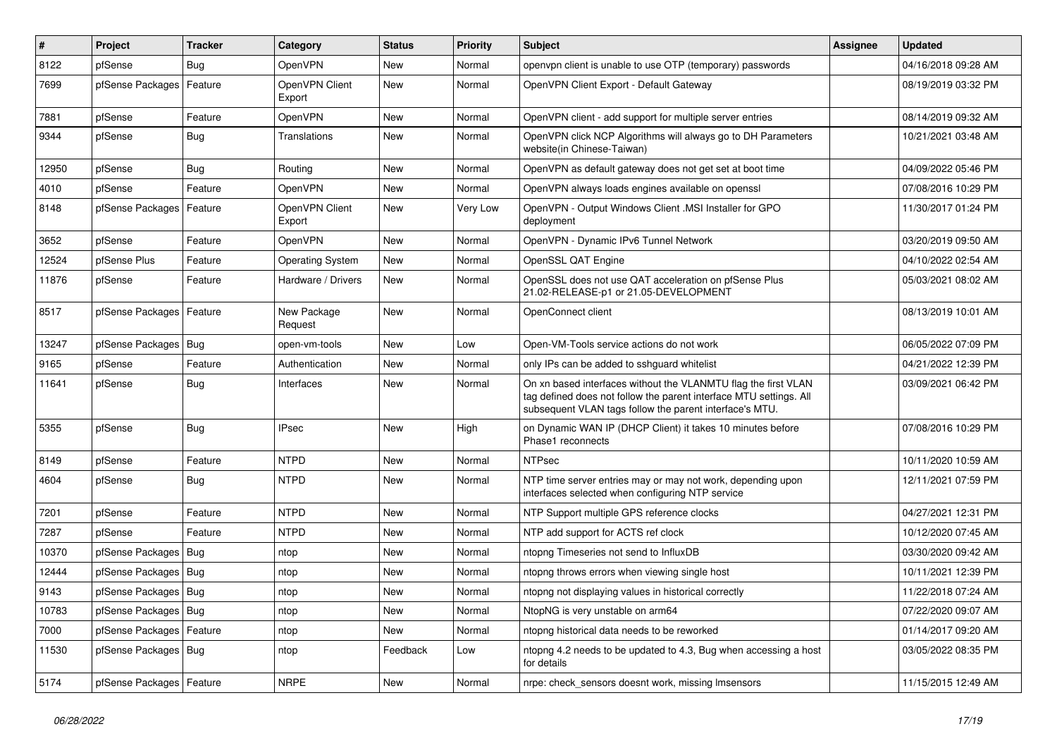| # | Project | Tracker | Category | Status | Priority | Subject | Assignee | Updated |
|---|---|---|---|---|---|---|---|---|
| 8122 | pfSense | Bug | OpenVPN | New | Normal | openvpn client is unable to use OTP (temporary) passwords | | 04/16/2018 09:28 AM |
| 7699 | pfSense Packages | Feature | OpenVPN Client Export | New | Normal | OpenVPN Client Export - Default Gateway | | 08/19/2019 03:32 PM |
| 7881 | pfSense | Feature | OpenVPN | New | Normal | OpenVPN client - add support for multiple server entries | | 08/14/2019 09:32 AM |
| 9344 | pfSense | Bug | Translations | New | Normal | OpenVPN click NCP Algorithms will always go to DH Parameters website(in Chinese-Taiwan) | | 10/21/2021 03:48 AM |
| 12950 | pfSense | Bug | Routing | New | Normal | OpenVPN as default gateway does not get set at boot time | | 04/09/2022 05:46 PM |
| 4010 | pfSense | Feature | OpenVPN | New | Normal | OpenVPN always loads engines available on openssl | | 07/08/2016 10:29 PM |
| 8148 | pfSense Packages | Feature | OpenVPN Client Export | New | Very Low | OpenVPN - Output Windows Client .MSI Installer for GPO deployment | | 11/30/2017 01:24 PM |
| 3652 | pfSense | Feature | OpenVPN | New | Normal | OpenVPN - Dynamic IPv6 Tunnel Network | | 03/20/2019 09:50 AM |
| 12524 | pfSense Plus | Feature | Operating System | New | Normal | OpenSSL QAT Engine | | 04/10/2022 02:54 AM |
| 11876 | pfSense | Feature | Hardware / Drivers | New | Normal | OpenSSL does not use QAT acceleration on pfSense Plus 21.02-RELEASE-p1 or 21.05-DEVELOPMENT | | 05/03/2021 08:02 AM |
| 8517 | pfSense Packages | Feature | New Package Request | New | Normal | OpenConnect client | | 08/13/2019 10:01 AM |
| 13247 | pfSense Packages | Bug | open-vm-tools | New | Low | Open-VM-Tools service actions do not work | | 06/05/2022 07:09 PM |
| 9165 | pfSense | Feature | Authentication | New | Normal | only IPs can be added to sshguard whitelist | | 04/21/2022 12:39 PM |
| 11641 | pfSense | Bug | Interfaces | New | Normal | On xn based interfaces without the VLANMTU flag the first VLAN tag defined does not follow the parent interface MTU settings. All subsequent VLAN tags follow the parent interface's MTU. | | 03/09/2021 06:42 PM |
| 5355 | pfSense | Bug | IPsec | New | High | on Dynamic WAN IP (DHCP Client) it takes 10 minutes before Phase1 reconnects | | 07/08/2016 10:29 PM |
| 8149 | pfSense | Feature | NTPD | New | Normal | NTPsec | | 10/11/2020 10:59 AM |
| 4604 | pfSense | Bug | NTPD | New | Normal | NTP time server entries may or may not work, depending upon interfaces selected when configuring NTP service | | 12/11/2021 07:59 PM |
| 7201 | pfSense | Feature | NTPD | New | Normal | NTP Support multiple GPS reference clocks | | 04/27/2021 12:31 PM |
| 7287 | pfSense | Feature | NTPD | New | Normal | NTP add support for ACTS ref clock | | 10/12/2020 07:45 AM |
| 10370 | pfSense Packages | Bug | ntop | New | Normal | ntopng Timeseries not send to InfluxDB | | 03/30/2020 09:42 AM |
| 12444 | pfSense Packages | Bug | ntop | New | Normal | ntopng throws errors when viewing single host | | 10/11/2021 12:39 PM |
| 9143 | pfSense Packages | Bug | ntop | New | Normal | ntopng not displaying values in historical correctly | | 11/22/2018 07:24 AM |
| 10783 | pfSense Packages | Bug | ntop | New | Normal | NtopNG is very unstable on arm64 | | 07/22/2020 09:07 AM |
| 7000 | pfSense Packages | Feature | ntop | New | Normal | ntopng historical data needs to be reworked | | 01/14/2017 09:20 AM |
| 11530 | pfSense Packages | Bug | ntop | Feedback | Low | ntopng 4.2 needs to be updated to 4.3, Bug when accessing a host for details | | 03/05/2022 08:35 PM |
| 5174 | pfSense Packages | Feature | NRPE | New | Normal | nrpe: check_sensors doesnt work, missing lmsensors | | 11/15/2015 12:49 AM |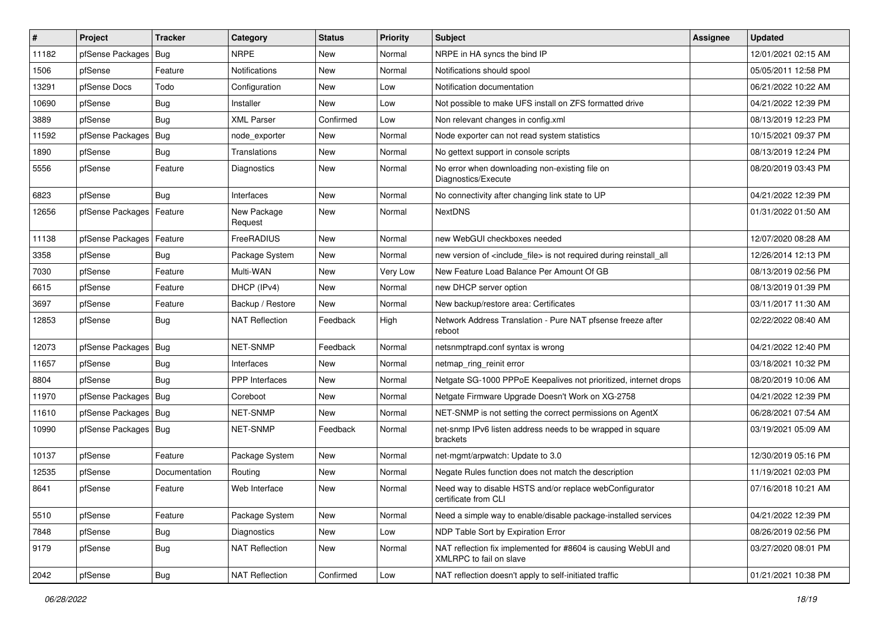| # | Project | Tracker | Category | Status | Priority | Subject | Assignee | Updated |
|---|---|---|---|---|---|---|---|---|
| 11182 | pfSense Packages | Bug | NRPE | New | Normal | NRPE in HA syncs the bind IP | | 12/01/2021 02:15 AM |
| 1506 | pfSense | Feature | Notifications | New | Normal | Notifications should spool | | 05/05/2011 12:58 PM |
| 13291 | pfSense Docs | Todo | Configuration | New | Low | Notification documentation | | 06/21/2022 10:22 AM |
| 10690 | pfSense | Bug | Installer | New | Low | Not possible to make UFS install on ZFS formatted drive | | 04/21/2022 12:39 PM |
| 3889 | pfSense | Bug | XML Parser | Confirmed | Low | Non relevant changes in config.xml | | 08/13/2019 12:23 PM |
| 11592 | pfSense Packages | Bug | node_exporter | New | Normal | Node exporter can not read system statistics | | 10/15/2021 09:37 PM |
| 1890 | pfSense | Bug | Translations | New | Normal | No gettext support in console scripts | | 08/13/2019 12:24 PM |
| 5556 | pfSense | Feature | Diagnostics | New | Normal | No error when downloading non-existing file on Diagnostics/Execute | | 08/20/2019 03:43 PM |
| 6823 | pfSense | Bug | Interfaces | New | Normal | No connectivity after changing link state to UP | | 04/21/2022 12:39 PM |
| 12656 | pfSense Packages | Feature | New Package Request | New | Normal | NextDNS | | 01/31/2022 01:50 AM |
| 11138 | pfSense Packages | Feature | FreeRADIUS | New | Normal | new WebGUI checkboxes needed | | 12/07/2020 08:28 AM |
| 3358 | pfSense | Bug | Package System | New | Normal | new version of <include_file> is not required during reinstall_all | | 12/26/2014 12:13 PM |
| 7030 | pfSense | Feature | Multi-WAN | New | Very Low | New Feature Load Balance Per Amount Of GB | | 08/13/2019 02:56 PM |
| 6615 | pfSense | Feature | DHCP (IPv4) | New | Normal | new DHCP server option | | 08/13/2019 01:39 PM |
| 3697 | pfSense | Feature | Backup / Restore | New | Normal | New backup/restore area: Certificates | | 03/11/2017 11:30 AM |
| 12853 | pfSense | Bug | NAT Reflection | Feedback | High | Network Address Translation - Pure NAT pfsense freeze after reboot | | 02/22/2022 08:40 AM |
| 12073 | pfSense Packages | Bug | NET-SNMP | Feedback | Normal | netsnmptrapd.conf syntax is wrong | | 04/21/2022 12:40 PM |
| 11657 | pfSense | Bug | Interfaces | New | Normal | netmap_ring_reinit error | | 03/18/2021 10:32 PM |
| 8804 | pfSense | Bug | PPP Interfaces | New | Normal | Netgate SG-1000 PPPoE Keepalives not prioritized, internet drops | | 08/20/2019 10:06 AM |
| 11970 | pfSense Packages | Bug | Coreboot | New | Normal | Netgate Firmware Upgrade Doesn't Work on XG-2758 | | 04/21/2022 12:39 PM |
| 11610 | pfSense Packages | Bug | NET-SNMP | New | Normal | NET-SNMP is not setting the correct permissions on AgentX | | 06/28/2021 07:54 AM |
| 10990 | pfSense Packages | Bug | NET-SNMP | Feedback | Normal | net-snmp IPv6 listen address needs to be wrapped in square brackets | | 03/19/2021 05:09 AM |
| 10137 | pfSense | Feature | Package System | New | Normal | net-mgmt/arpwatch: Update to 3.0 | | 12/30/2019 05:16 PM |
| 12535 | pfSense | Documentation | Routing | New | Normal | Negate Rules function does not match the description | | 11/19/2021 02:03 PM |
| 8641 | pfSense | Feature | Web Interface | New | Normal | Need way to disable HSTS and/or replace webConfigurator certificate from CLI | | 07/16/2018 10:21 AM |
| 5510 | pfSense | Feature | Package System | New | Normal | Need a simple way to enable/disable package-installed services | | 04/21/2022 12:39 PM |
| 7848 | pfSense | Bug | Diagnostics | New | Low | NDP Table Sort by Expiration Error | | 08/26/2019 02:56 PM |
| 9179 | pfSense | Bug | NAT Reflection | New | Normal | NAT reflection fix implemented for #8604 is causing WebUI and XMLRPC to fail on slave | | 03/27/2020 08:01 PM |
| 2042 | pfSense | Bug | NAT Reflection | Confirmed | Low | NAT reflection doesn't apply to self-initiated traffic | | 01/21/2021 10:38 PM |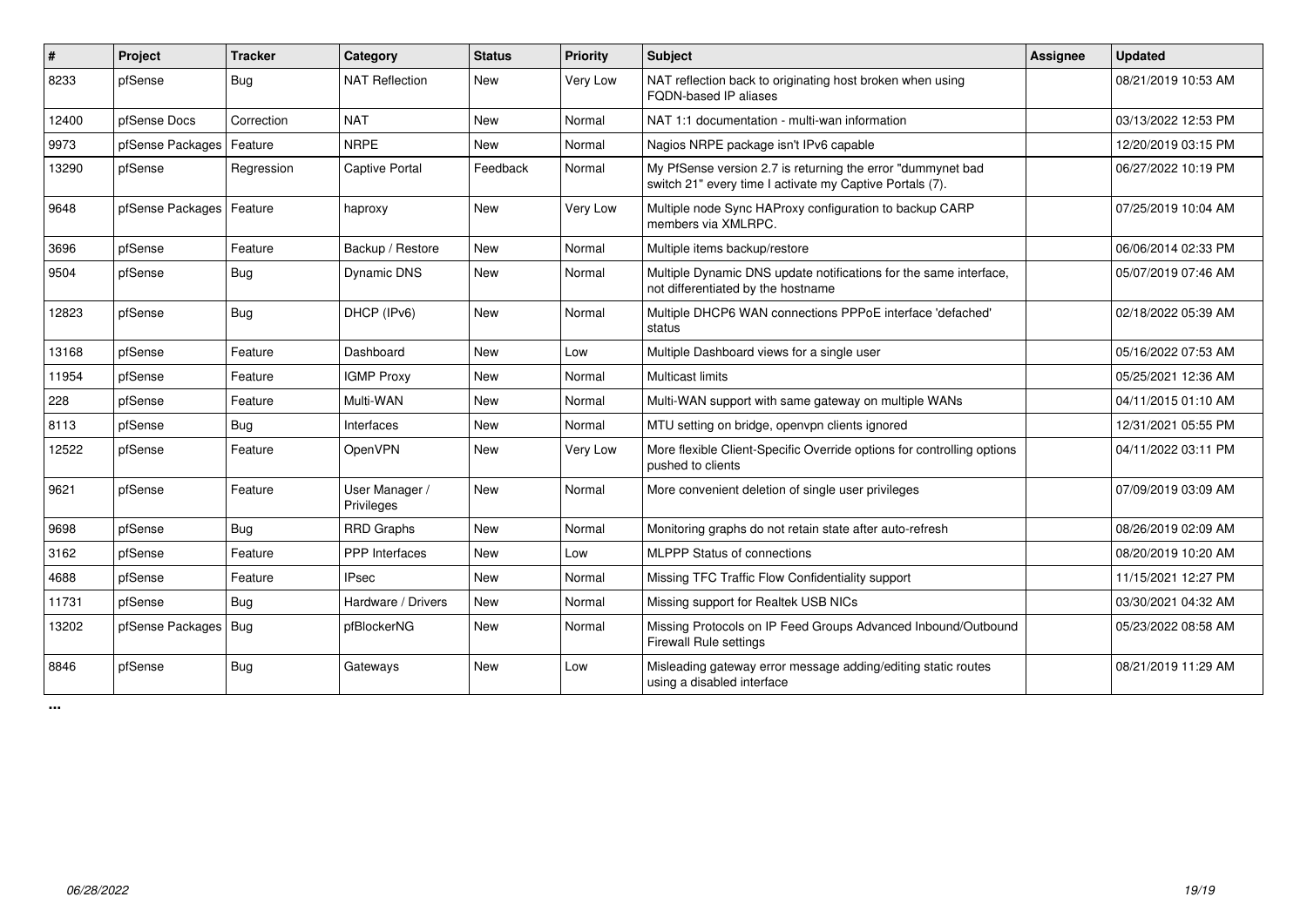| # | Project | Tracker | Category | Status | Priority | Subject | Assignee | Updated |
| --- | --- | --- | --- | --- | --- | --- | --- | --- |
| 8233 | pfSense | Bug | NAT Reflection | New | Very Low | NAT reflection back to originating host broken when using FQDN-based IP aliases | | 08/21/2019 10:53 AM |
| 12400 | pfSense Docs | Correction | NAT | New | Normal | NAT 1:1 documentation - multi-wan information | | 03/13/2022 12:53 PM |
| 9973 | pfSense Packages | Feature | NRPE | New | Normal | Nagios NRPE package isn't IPv6 capable | | 12/20/2019 03:15 PM |
| 13290 | pfSense | Regression | Captive Portal | Feedback | Normal | My PfSense version 2.7 is returning the error "dummynet bad switch 21" every time I activate my Captive Portals (7). | | 06/27/2022 10:19 PM |
| 9648 | pfSense Packages | Feature | haproxy | New | Very Low | Multiple node Sync HAProxy configuration to backup CARP members via XMLRPC. | | 07/25/2019 10:04 AM |
| 3696 | pfSense | Feature | Backup / Restore | New | Normal | Multiple items backup/restore | | 06/06/2014 02:33 PM |
| 9504 | pfSense | Bug | Dynamic DNS | New | Normal | Multiple Dynamic DNS update notifications for the same interface, not differentiated by the hostname | | 05/07/2019 07:46 AM |
| 12823 | pfSense | Bug | DHCP (IPv6) | New | Normal | Multiple DHCP6 WAN connections PPPoE interface 'defached' status | | 02/18/2022 05:39 AM |
| 13168 | pfSense | Feature | Dashboard | New | Low | Multiple Dashboard views for a single user | | 05/16/2022 07:53 AM |
| 11954 | pfSense | Feature | IGMP Proxy | New | Normal | Multicast limits | | 05/25/2021 12:36 AM |
| 228 | pfSense | Feature | Multi-WAN | New | Normal | Multi-WAN support with same gateway on multiple WANs | | 04/11/2015 01:10 AM |
| 8113 | pfSense | Bug | Interfaces | New | Normal | MTU setting on bridge, openvpn clients ignored | | 12/31/2021 05:55 PM |
| 12522 | pfSense | Feature | OpenVPN | New | Very Low | More flexible Client-Specific Override options for controlling options pushed to clients | | 04/11/2022 03:11 PM |
| 9621 | pfSense | Feature | User Manager / Privileges | New | Normal | More convenient deletion of single user privileges | | 07/09/2019 03:09 AM |
| 9698 | pfSense | Bug | RRD Graphs | New | Normal | Monitoring graphs do not retain state after auto-refresh | | 08/26/2019 02:09 AM |
| 3162 | pfSense | Feature | PPP Interfaces | New | Low | MLPPP Status of connections | | 08/20/2019 10:20 AM |
| 4688 | pfSense | Feature | IPsec | New | Normal | Missing TFC Traffic Flow Confidentiality support | | 11/15/2021 12:27 PM |
| 11731 | pfSense | Bug | Hardware / Drivers | New | Normal | Missing support for Realtek USB NICs | | 03/30/2021 04:32 AM |
| 13202 | pfSense Packages | Bug | pfBlockerNG | New | Normal | Missing Protocols on IP Feed Groups Advanced Inbound/Outbound Firewall Rule settings | | 05/23/2022 08:58 AM |
| 8846 | pfSense | Bug | Gateways | New | Low | Misleading gateway error message adding/editing static routes using a disabled interface | | 08/21/2019 11:29 AM |

...